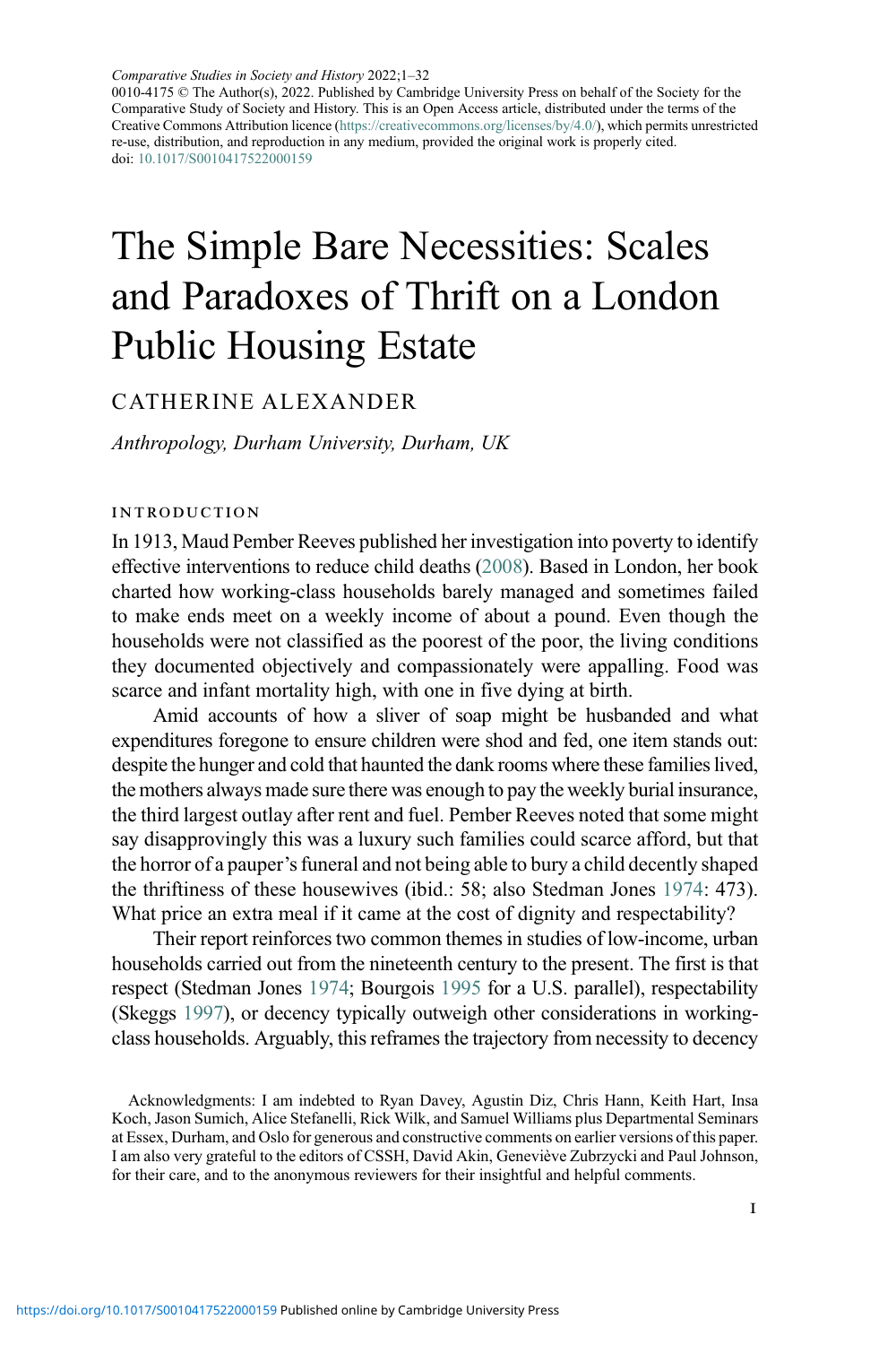*Comparative Studies in Society and History* 2022;1–32
0010-4175 © The Author(s), 2022. Published by Cambridge University Press on behalf of the Society for the Comparative Study of Society and History. This is an Open Access article, distributed under the terms of the Creative Commons Attribution licence (https://creativecommons.org/licenses/by/4.0/), which permits unrestricted re-use, distribution, and reproduction in any medium, provided the original work is properly cited.
doi: 10.1017/S0010417522000159

# The Simple Bare Necessities: Scales and Paradoxes of Thrift on a London Public Housing Estate

CATHERINE ALEXANDER

*Anthropology, Durham University, Durham, UK*

## INTRODUCTION

In 1913, Maud Pember Reeves published her investigation into poverty to identify effective interventions to reduce child deaths (2008). Based in London, her book charted how working-class households barely managed and sometimes failed to make ends meet on a weekly income of about a pound. Even though the households were not classified as the poorest of the poor, the living conditions they documented objectively and compassionately were appalling. Food was scarce and infant mortality high, with one in five dying at birth.

Amid accounts of how a sliver of soap might be husbanded and what expenditures foregone to ensure children were shod and fed, one item stands out: despite the hunger and cold that haunted the dank rooms where these families lived, the mothers always made sure there was enough to pay the weekly burial insurance, the third largest outlay after rent and fuel. Pember Reeves noted that some might say disapprovingly this was a luxury such families could scarce afford, but that the horror of a pauper's funeral and not being able to bury a child decently shaped the thriftiness of these housewives (ibid.: 58; also Stedman Jones 1974: 473). What price an extra meal if it came at the cost of dignity and respectability?

Their report reinforces two common themes in studies of low-income, urban households carried out from the nineteenth century to the present. The first is that respect (Stedman Jones 1974; Bourgois 1995 for a U.S. parallel), respectability (Skeggs 1997), or decency typically outweigh other considerations in working-class households. Arguably, this reframes the trajectory from necessity to decency

Acknowledgments: I am indebted to Ryan Davey, Agustin Diz, Chris Hann, Keith Hart, Insa Koch, Jason Sumich, Alice Stefanelli, Rick Wilk, and Samuel Williams plus Departmental Seminars at Essex, Durham, and Oslo for generous and constructive comments on earlier versions of this paper. I am also very grateful to the editors of CSSH, David Akin, Geneviève Zubrzycki and Paul Johnson, for their care, and to the anonymous reviewers for their insightful and helpful comments.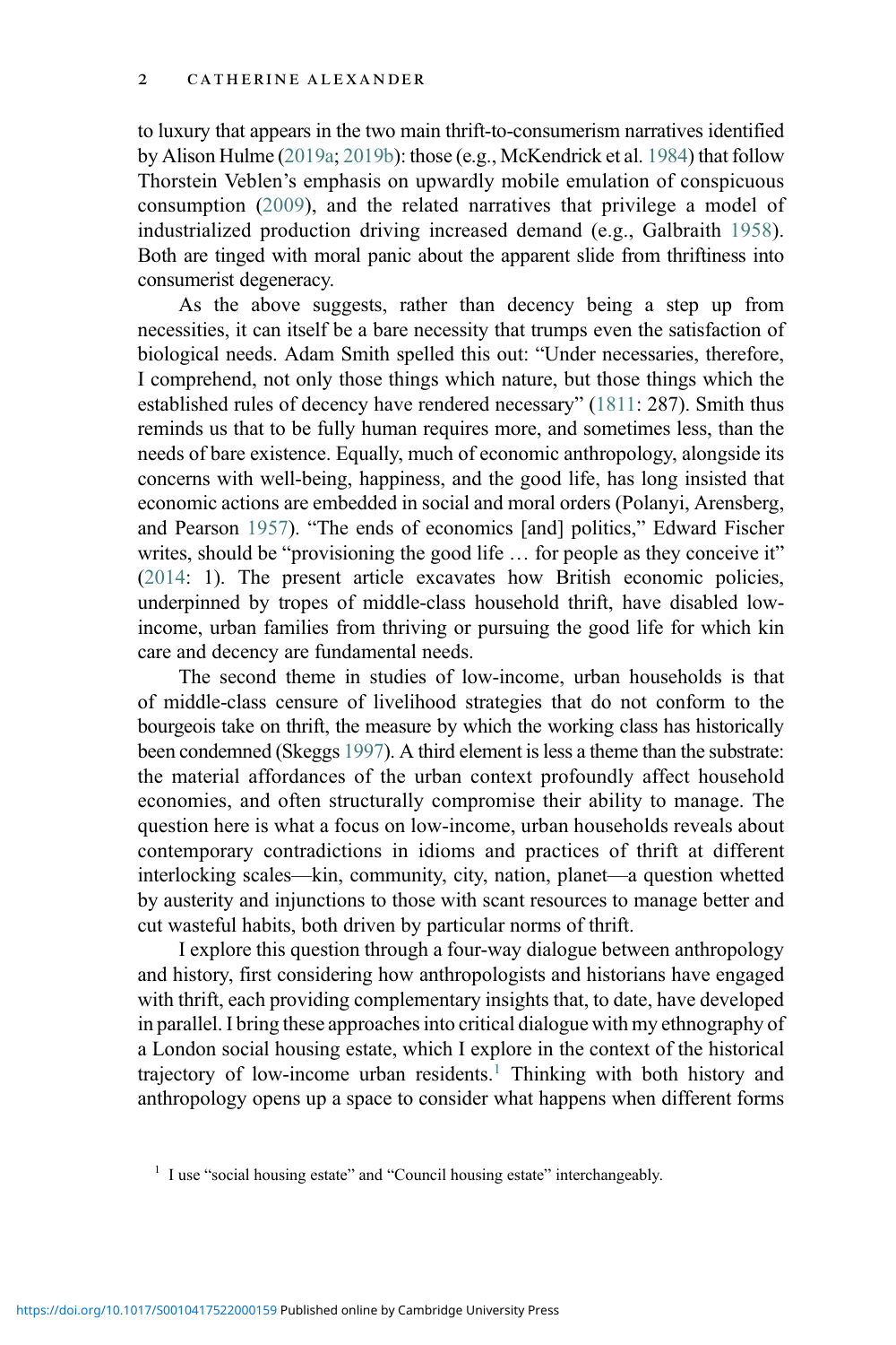to luxury that appears in the two main thrift-to-consumerism narratives identified by Alison Hulme (2019a; 2019b): those (e.g., McKendrick et al. 1984) that follow Thorstein Veblen's emphasis on upwardly mobile emulation of conspicuous consumption (2009), and the related narratives that privilege a model of industrialized production driving increased demand (e.g., Galbraith 1958). Both are tinged with moral panic about the apparent slide from thriftiness into consumerist degeneracy.

As the above suggests, rather than decency being a step up from necessities, it can itself be a bare necessity that trumps even the satisfaction of biological needs. Adam Smith spelled this out: "Under necessaries, therefore, I comprehend, not only those things which nature, but those things which the established rules of decency have rendered necessary" (1811: 287). Smith thus reminds us that to be fully human requires more, and sometimes less, than the needs of bare existence. Equally, much of economic anthropology, alongside its concerns with well-being, happiness, and the good life, has long insisted that economic actions are embedded in social and moral orders (Polanyi, Arensberg, and Pearson 1957). "The ends of economics [and] politics," Edward Fischer writes, should be "provisioning the good life … for people as they conceive it" (2014: 1). The present article excavates how British economic policies, underpinned by tropes of middle-class household thrift, have disabled low-income, urban families from thriving or pursuing the good life for which kin care and decency are fundamental needs.

The second theme in studies of low-income, urban households is that of middle-class censure of livelihood strategies that do not conform to the bourgeois take on thrift, the measure by which the working class has historically been condemned (Skeggs 1997). A third element is less a theme than the substrate: the material affordances of the urban context profoundly affect household economies, and often structurally compromise their ability to manage. The question here is what a focus on low-income, urban households reveals about contemporary contradictions in idioms and practices of thrift at different interlocking scales—kin, community, city, nation, planet—a question whetted by austerity and injunctions to those with scant resources to manage better and cut wasteful habits, both driven by particular norms of thrift.

I explore this question through a four-way dialogue between anthropology and history, first considering how anthropologists and historians have engaged with thrift, each providing complementary insights that, to date, have developed in parallel. I bring these approaches into critical dialogue with my ethnography of a London social housing estate, which I explore in the context of the historical trajectory of low-income urban residents.[1] Thinking with both history and anthropology opens up a space to consider what happens when different forms

[1] I use "social housing estate" and "Council housing estate" interchangeably.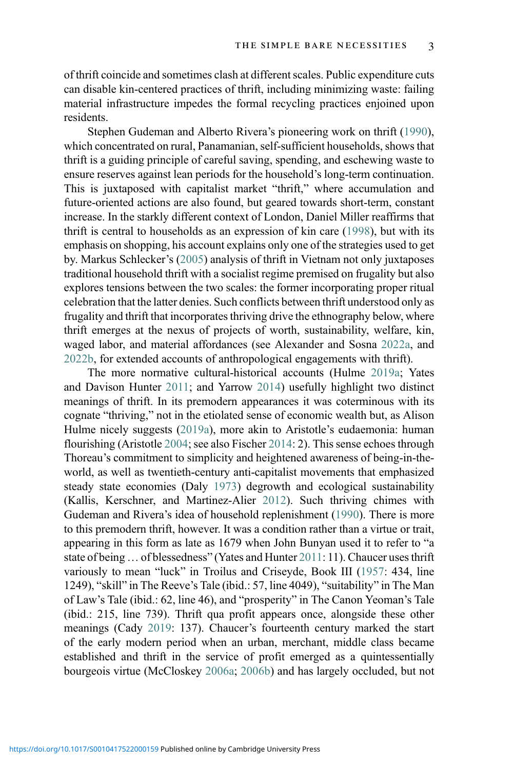of thrift coincide and sometimes clash at different scales. Public expenditure cuts can disable kin-centered practices of thrift, including minimizing waste: failing material infrastructure impedes the formal recycling practices enjoined upon residents.

Stephen Gudeman and Alberto Rivera's pioneering work on thrift (1990), which concentrated on rural, Panamanian, self-sufficient households, shows that thrift is a guiding principle of careful saving, spending, and eschewing waste to ensure reserves against lean periods for the household's long-term continuation. This is juxtaposed with capitalist market "thrift," where accumulation and future-oriented actions are also found, but geared towards short-term, constant increase. In the starkly different context of London, Daniel Miller reaffirms that thrift is central to households as an expression of kin care (1998), but with its emphasis on shopping, his account explains only one of the strategies used to get by. Markus Schlecker's (2005) analysis of thrift in Vietnam not only juxtaposes traditional household thrift with a socialist regime premised on frugality but also explores tensions between the two scales: the former incorporating proper ritual celebration that the latter denies. Such conflicts between thrift understood only as frugality and thrift that incorporates thriving drive the ethnography below, where thrift emerges at the nexus of projects of worth, sustainability, welfare, kin, waged labor, and material affordances (see Alexander and Sosna 2022a, and 2022b, for extended accounts of anthropological engagements with thrift).

The more normative cultural-historical accounts (Hulme 2019a; Yates and Davison Hunter 2011; and Yarrow 2014) usefully highlight two distinct meanings of thrift. In its premodern appearances it was coterminous with its cognate "thriving," not in the etiolated sense of economic wealth but, as Alison Hulme nicely suggests (2019a), more akin to Aristotle's eudaemonia: human flourishing (Aristotle 2004; see also Fischer 2014: 2). This sense echoes through Thoreau's commitment to simplicity and heightened awareness of being-in-the-world, as well as twentieth-century anti-capitalist movements that emphasized steady state economies (Daly 1973) degrowth and ecological sustainability (Kallis, Kerschner, and Martinez-Alier 2012). Such thriving chimes with Gudeman and Rivera's idea of household replenishment (1990). There is more to this premodern thrift, however. It was a condition rather than a virtue or trait, appearing in this form as late as 1679 when John Bunyan used it to refer to "a state of being … of blessedness" (Yates and Hunter 2011: 11). Chaucer uses thrift variously to mean "luck" in Troilus and Criseyde, Book III (1957: 434, line 1249), "skill" in The Reeve's Tale (ibid.: 57, line 4049), "suitability" in The Man of Law's Tale (ibid.: 62, line 46), and "prosperity" in The Canon Yeoman's Tale (ibid.: 215, line 739). Thrift qua profit appears once, alongside these other meanings (Cady 2019: 137). Chaucer's fourteenth century marked the start of the early modern period when an urban, merchant, middle class became established and thrift in the service of profit emerged as a quintessentially bourgeois virtue (McCloskey 2006a; 2006b) and has largely occluded, but not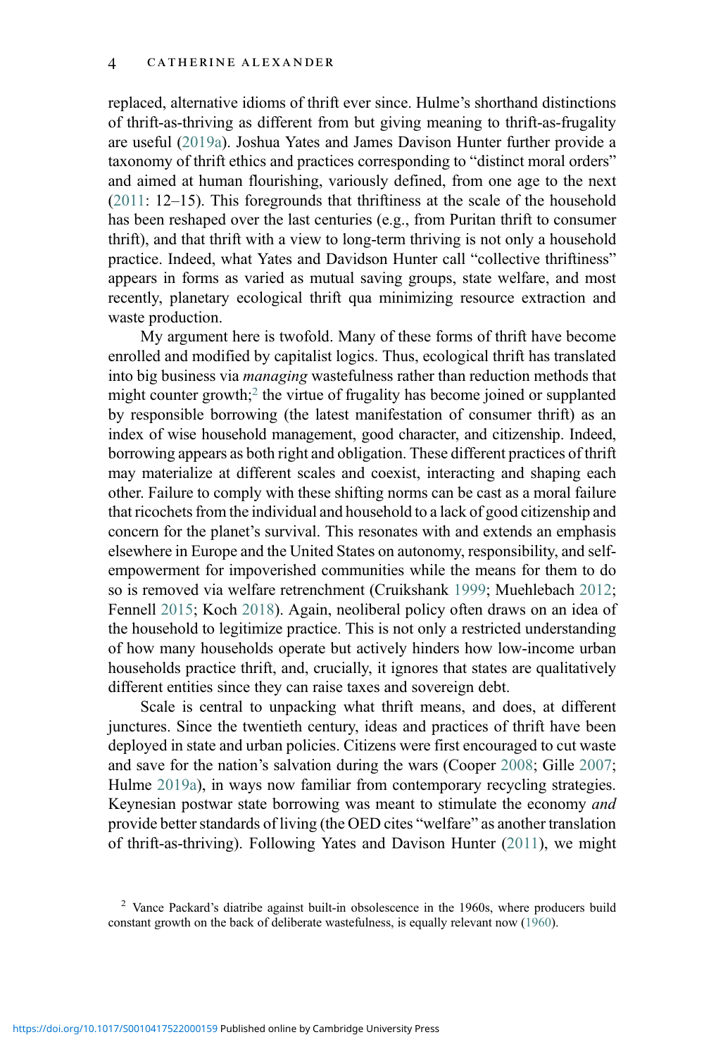replaced, alternative idioms of thrift ever since. Hulme's shorthand distinctions of thrift-as-thriving as different from but giving meaning to thrift-as-frugality are useful (2019a). Joshua Yates and James Davison Hunter further provide a taxonomy of thrift ethics and practices corresponding to "distinct moral orders" and aimed at human flourishing, variously defined, from one age to the next (2011: 12–15). This foregrounds that thriftiness at the scale of the household has been reshaped over the last centuries (e.g., from Puritan thrift to consumer thrift), and that thrift with a view to long-term thriving is not only a household practice. Indeed, what Yates and Davidson Hunter call "collective thriftiness" appears in forms as varied as mutual saving groups, state welfare, and most recently, planetary ecological thrift qua minimizing resource extraction and waste production.

My argument here is twofold. Many of these forms of thrift have become enrolled and modified by capitalist logics. Thus, ecological thrift has translated into big business via *managing* wastefulness rather than reduction methods that might counter growth;[2] the virtue of frugality has become joined or supplanted by responsible borrowing (the latest manifestation of consumer thrift) as an index of wise household management, good character, and citizenship. Indeed, borrowing appears as both right and obligation. These different practices of thrift may materialize at different scales and coexist, interacting and shaping each other. Failure to comply with these shifting norms can be cast as a moral failure that ricochets from the individual and household to a lack of good citizenship and concern for the planet's survival. This resonates with and extends an emphasis elsewhere in Europe and the United States on autonomy, responsibility, and self-empowerment for impoverished communities while the means for them to do so is removed via welfare retrenchment (Cruikshank 1999; Muehlebach 2012; Fennell 2015; Koch 2018). Again, neoliberal policy often draws on an idea of the household to legitimize practice. This is not only a restricted understanding of how many households operate but actively hinders how low-income urban households practice thrift, and, crucially, it ignores that states are qualitatively different entities since they can raise taxes and sovereign debt.

Scale is central to unpacking what thrift means, and does, at different junctures. Since the twentieth century, ideas and practices of thrift have been deployed in state and urban policies. Citizens were first encouraged to cut waste and save for the nation's salvation during the wars (Cooper 2008; Gille 2007; Hulme 2019a), in ways now familiar from contemporary recycling strategies. Keynesian postwar state borrowing was meant to stimulate the economy *and* provide better standards of living (the OED cites "welfare" as another translation of thrift-as-thriving). Following Yates and Davison Hunter (2011), we might

[2] Vance Packard's diatribe against built-in obsolescence in the 1960s, where producers build constant growth on the back of deliberate wastefulness, is equally relevant now (1960).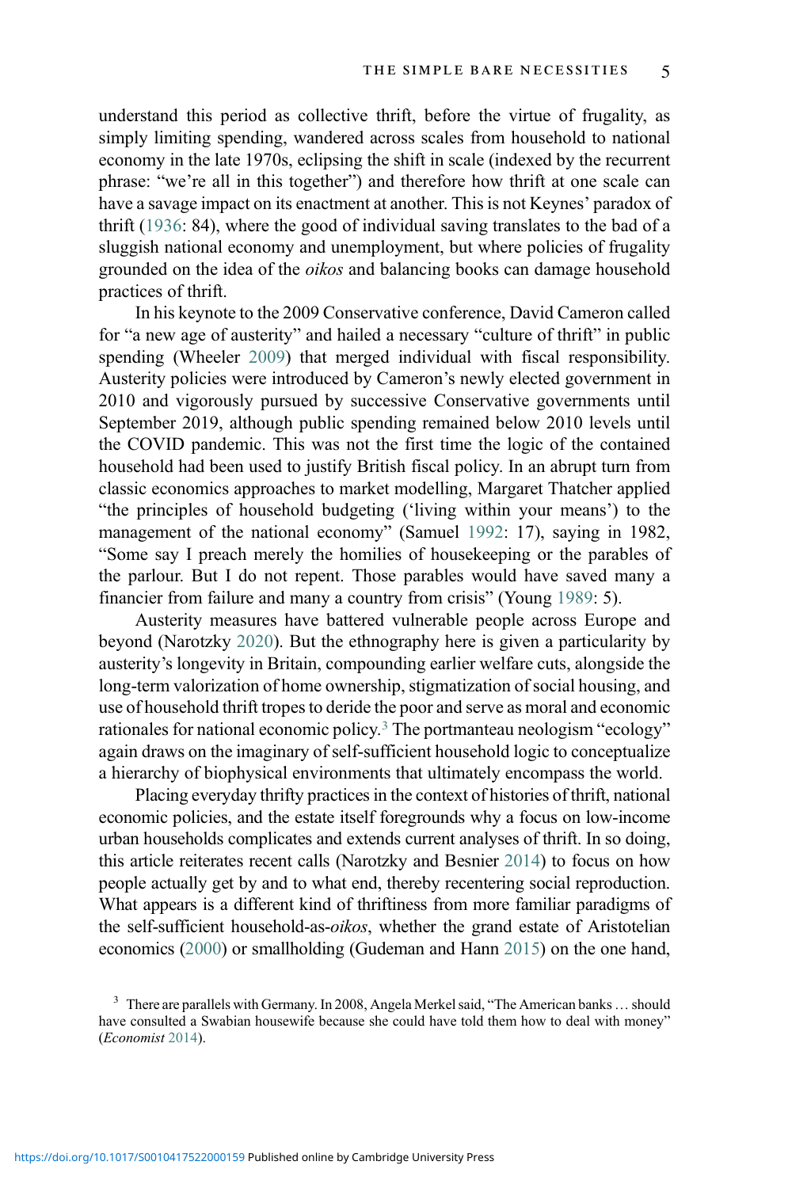understand this period as collective thrift, before the virtue of frugality, as simply limiting spending, wandered across scales from household to national economy in the late 1970s, eclipsing the shift in scale (indexed by the recurrent phrase: "we're all in this together") and therefore how thrift at one scale can have a savage impact on its enactment at another. This is not Keynes' paradox of thrift (1936: 84), where the good of individual saving translates to the bad of a sluggish national economy and unemployment, but where policies of frugality grounded on the idea of the *oikos* and balancing books can damage household practices of thrift.

In his keynote to the 2009 Conservative conference, David Cameron called for "a new age of austerity" and hailed a necessary "culture of thrift" in public spending (Wheeler 2009) that merged individual with fiscal responsibility. Austerity policies were introduced by Cameron's newly elected government in 2010 and vigorously pursued by successive Conservative governments until September 2019, although public spending remained below 2010 levels until the COVID pandemic. This was not the first time the logic of the contained household had been used to justify British fiscal policy. In an abrupt turn from classic economics approaches to market modelling, Margaret Thatcher applied "the principles of household budgeting ('living within your means') to the management of the national economy" (Samuel 1992: 17), saying in 1982, "Some say I preach merely the homilies of housekeeping or the parables of the parlour. But I do not repent. Those parables would have saved many a financier from failure and many a country from crisis" (Young 1989: 5).

Austerity measures have battered vulnerable people across Europe and beyond (Narotzky 2020). But the ethnography here is given a particularity by austerity's longevity in Britain, compounding earlier welfare cuts, alongside the long-term valorization of home ownership, stigmatization of social housing, and use of household thrift tropes to deride the poor and serve as moral and economic rationales for national economic policy.[3] The portmanteau neologism "ecology" again draws on the imaginary of self-sufficient household logic to conceptualize a hierarchy of biophysical environments that ultimately encompass the world.

Placing everyday thrifty practices in the context of histories of thrift, national economic policies, and the estate itself foregrounds why a focus on low-income urban households complicates and extends current analyses of thrift. In so doing, this article reiterates recent calls (Narotzky and Besnier 2014) to focus on how people actually get by and to what end, thereby recentering social reproduction. What appears is a different kind of thriftiness from more familiar paradigms of the self-sufficient household-as-*oikos*, whether the grand estate of Aristotelian economics (2000) or smallholding (Gudeman and Hann 2015) on the one hand,

[3] There are parallels with Germany. In 2008, Angela Merkel said, "The American banks … should have consulted a Swabian housewife because she could have told them how to deal with money" (*Economist* 2014).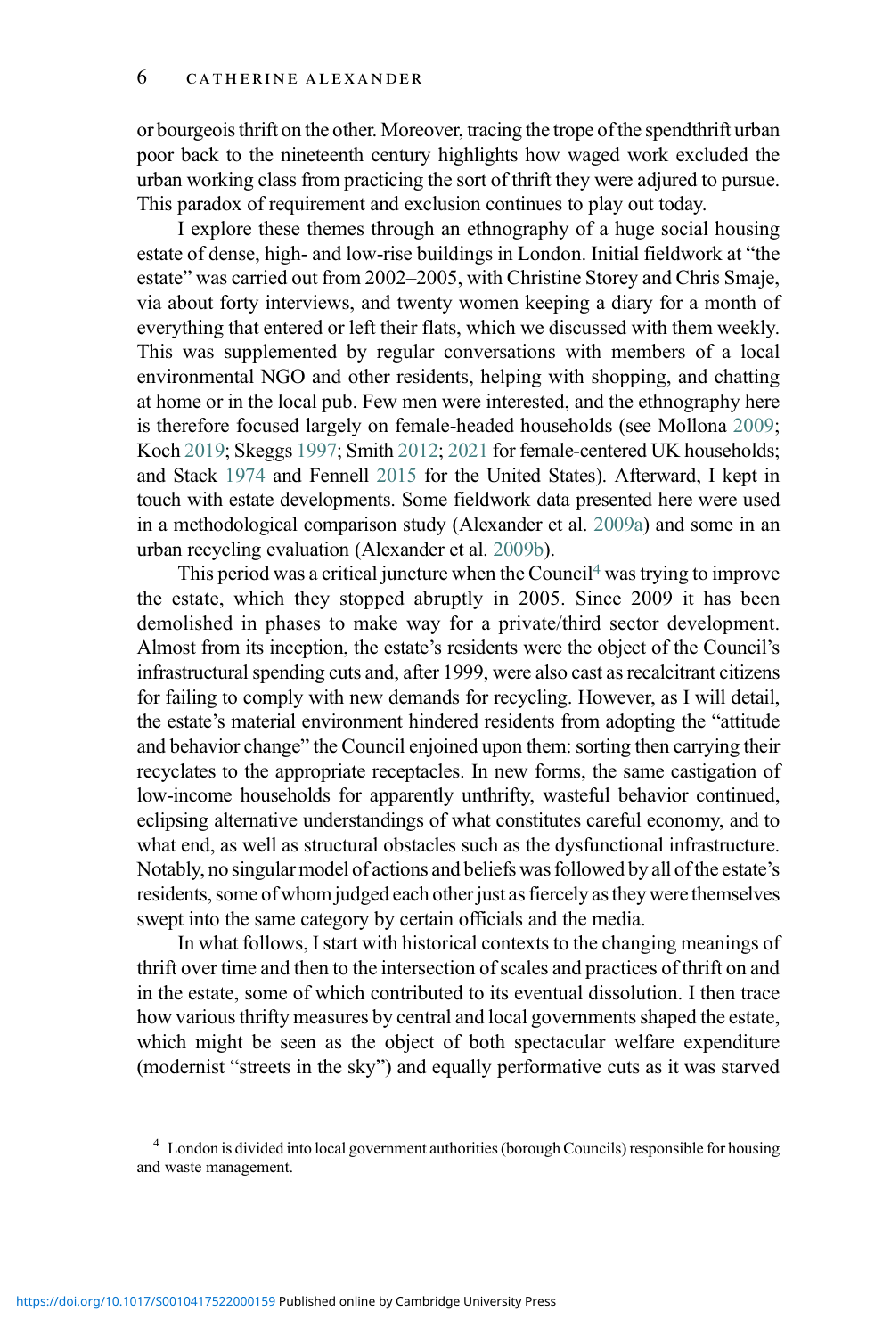or bourgeois thrift on the other. Moreover, tracing the trope of the spendthrift urban poor back to the nineteenth century highlights how waged work excluded the urban working class from practicing the sort of thrift they were adjured to pursue. This paradox of requirement and exclusion continues to play out today.

I explore these themes through an ethnography of a huge social housing estate of dense, high- and low-rise buildings in London. Initial fieldwork at "the estate" was carried out from 2002–2005, with Christine Storey and Chris Smaje, via about forty interviews, and twenty women keeping a diary for a month of everything that entered or left their flats, which we discussed with them weekly. This was supplemented by regular conversations with members of a local environmental NGO and other residents, helping with shopping, and chatting at home or in the local pub. Few men were interested, and the ethnography here is therefore focused largely on female-headed households (see Mollona 2009; Koch 2019; Skeggs 1997; Smith 2012; 2021 for female-centered UK households; and Stack 1974 and Fennell 2015 for the United States). Afterward, I kept in touch with estate developments. Some fieldwork data presented here were used in a methodological comparison study (Alexander et al. 2009a) and some in an urban recycling evaluation (Alexander et al. 2009b).

This period was a critical juncture when the Council[4] was trying to improve the estate, which they stopped abruptly in 2005. Since 2009 it has been demolished in phases to make way for a private/third sector development. Almost from its inception, the estate's residents were the object of the Council's infrastructural spending cuts and, after 1999, were also cast as recalcitrant citizens for failing to comply with new demands for recycling. However, as I will detail, the estate's material environment hindered residents from adopting the "attitude and behavior change" the Council enjoined upon them: sorting then carrying their recyclates to the appropriate receptacles. In new forms, the same castigation of low-income households for apparently unthrifty, wasteful behavior continued, eclipsing alternative understandings of what constitutes careful economy, and to what end, as well as structural obstacles such as the dysfunctional infrastructure. Notably, no singular model of actions and beliefs was followed by all of the estate's residents, some of whom judged each other just as fiercely as they were themselves swept into the same category by certain officials and the media.

In what follows, I start with historical contexts to the changing meanings of thrift over time and then to the intersection of scales and practices of thrift on and in the estate, some of which contributed to its eventual dissolution. I then trace how various thrifty measures by central and local governments shaped the estate, which might be seen as the object of both spectacular welfare expenditure (modernist "streets in the sky") and equally performative cuts as it was starved

[4] London is divided into local government authorities (borough Councils) responsible for housing and waste management.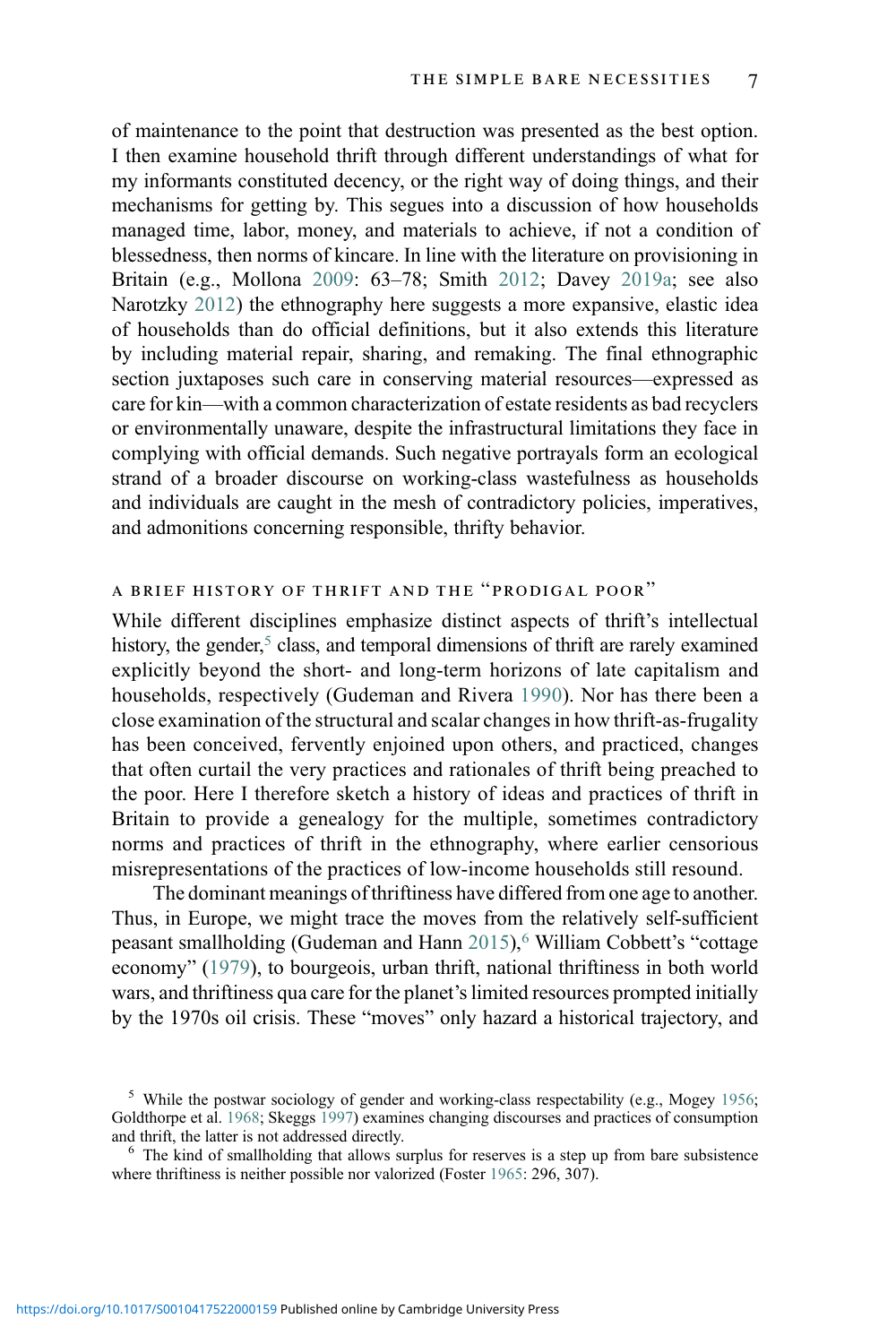of maintenance to the point that destruction was presented as the best option. I then examine household thrift through different understandings of what for my informants constituted decency, or the right way of doing things, and their mechanisms for getting by. This segues into a discussion of how households managed time, labor, money, and materials to achieve, if not a condition of blessedness, then norms of kincare. In line with the literature on provisioning in Britain (e.g., Mollona 2009: 63–78; Smith 2012; Davey 2019a; see also Narotzky 2012) the ethnography here suggests a more expansive, elastic idea of households than do official definitions, but it also extends this literature by including material repair, sharing, and remaking. The final ethnographic section juxtaposes such care in conserving material resources—expressed as care for kin—with a common characterization of estate residents as bad recyclers or environmentally unaware, despite the infrastructural limitations they face in complying with official demands. Such negative portrayals form an ecological strand of a broader discourse on working-class wastefulness as households and individuals are caught in the mesh of contradictory policies, imperatives, and admonitions concerning responsible, thrifty behavior.

## A BRIEF HISTORY OF THRIFT AND THE "PRODIGAL POOR"

While different disciplines emphasize distinct aspects of thrift's intellectual history, the gender,[5] class, and temporal dimensions of thrift are rarely examined explicitly beyond the short- and long-term horizons of late capitalism and households, respectively (Gudeman and Rivera 1990). Nor has there been a close examination of the structural and scalar changes in how thrift-as-frugality has been conceived, fervently enjoined upon others, and practiced, changes that often curtail the very practices and rationales of thrift being preached to the poor. Here I therefore sketch a history of ideas and practices of thrift in Britain to provide a genealogy for the multiple, sometimes contradictory norms and practices of thrift in the ethnography, where earlier censorious misrepresentations of the practices of low-income households still resound.

The dominant meanings of thriftiness have differed from one age to another. Thus, in Europe, we might trace the moves from the relatively self-sufficient peasant smallholding (Gudeman and Hann 2015),[6] William Cobbett's "cottage economy" (1979), to bourgeois, urban thrift, national thriftiness in both world wars, and thriftiness qua care for the planet's limited resources prompted initially by the 1970s oil crisis. These "moves" only hazard a historical trajectory, and

[5] While the postwar sociology of gender and working-class respectability (e.g., Mogey 1956; Goldthorpe et al. 1968; Skeggs 1997) examines changing discourses and practices of consumption and thrift, the latter is not addressed directly.

[6] The kind of smallholding that allows surplus for reserves is a step up from bare subsistence where thriftiness is neither possible nor valorized (Foster 1965: 296, 307).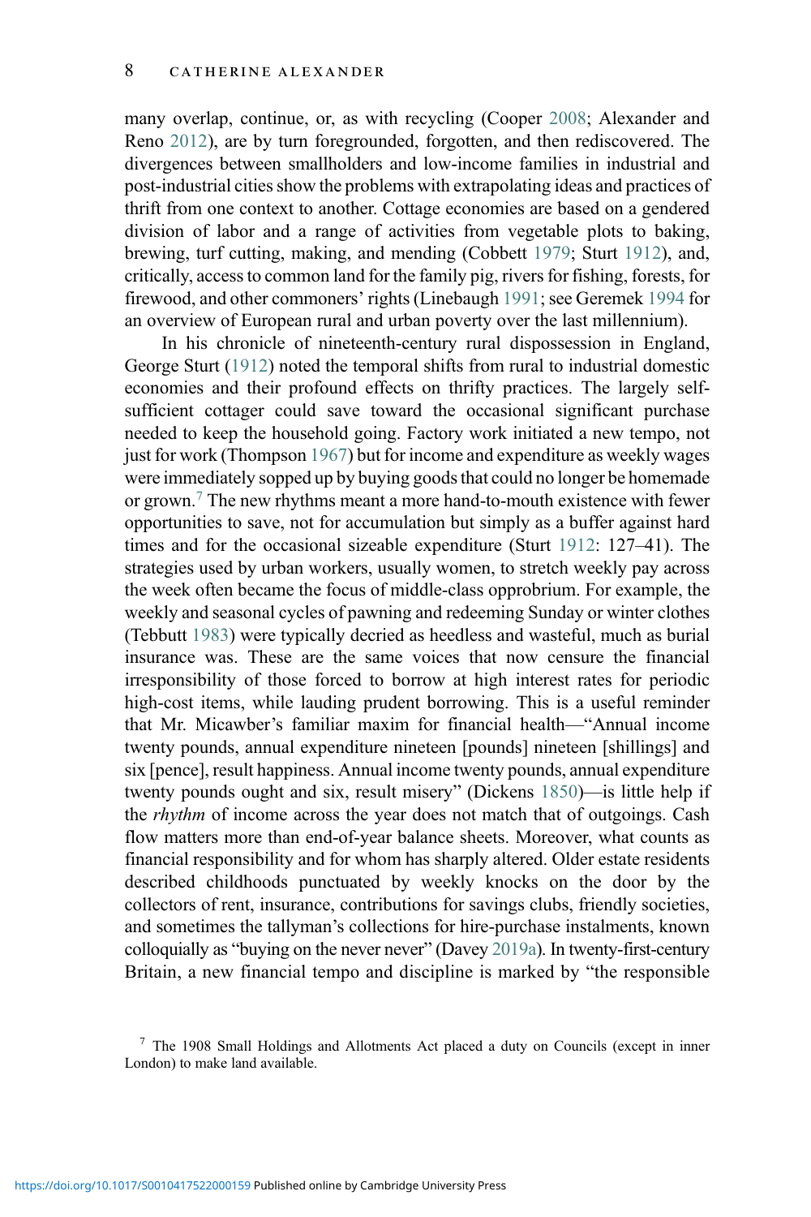many overlap, continue, or, as with recycling (Cooper 2008; Alexander and Reno 2012), are by turn foregrounded, forgotten, and then rediscovered. The divergences between smallholders and low-income families in industrial and post-industrial cities show the problems with extrapolating ideas and practices of thrift from one context to another. Cottage economies are based on a gendered division of labor and a range of activities from vegetable plots to baking, brewing, turf cutting, making, and mending (Cobbett 1979; Sturt 1912), and, critically, access to common land for the family pig, rivers for fishing, forests, for firewood, and other commoners' rights (Linebaugh 1991; see Geremek 1994 for an overview of European rural and urban poverty over the last millennium).

In his chronicle of nineteenth-century rural dispossession in England, George Sturt (1912) noted the temporal shifts from rural to industrial domestic economies and their profound effects on thrifty practices. The largely self-sufficient cottager could save toward the occasional significant purchase needed to keep the household going. Factory work initiated a new tempo, not just for work (Thompson 1967) but for income and expenditure as weekly wages were immediately sopped up by buying goods that could no longer be homemade or grown.[7] The new rhythms meant a more hand-to-mouth existence with fewer opportunities to save, not for accumulation but simply as a buffer against hard times and for the occasional sizeable expenditure (Sturt 1912: 127–41). The strategies used by urban workers, usually women, to stretch weekly pay across the week often became the focus of middle-class opprobrium. For example, the weekly and seasonal cycles of pawning and redeeming Sunday or winter clothes (Tebbutt 1983) were typically decried as heedless and wasteful, much as burial insurance was. These are the same voices that now censure the financial irresponsibility of those forced to borrow at high interest rates for periodic high-cost items, while lauding prudent borrowing. This is a useful reminder that Mr. Micawber's familiar maxim for financial health—"Annual income twenty pounds, annual expenditure nineteen [pounds] nineteen [shillings] and six [pence], result happiness. Annual income twenty pounds, annual expenditure twenty pounds ought and six, result misery" (Dickens 1850)—is little help if the *rhythm* of income across the year does not match that of outgoings. Cash flow matters more than end-of-year balance sheets. Moreover, what counts as financial responsibility and for whom has sharply altered. Older estate residents described childhoods punctuated by weekly knocks on the door by the collectors of rent, insurance, contributions for savings clubs, friendly societies, and sometimes the tallyman's collections for hire-purchase instalments, known colloquially as "buying on the never never" (Davey 2019a). In twenty-first-century Britain, a new financial tempo and discipline is marked by "the responsible

[7] The 1908 Small Holdings and Allotments Act placed a duty on Councils (except in inner London) to make land available.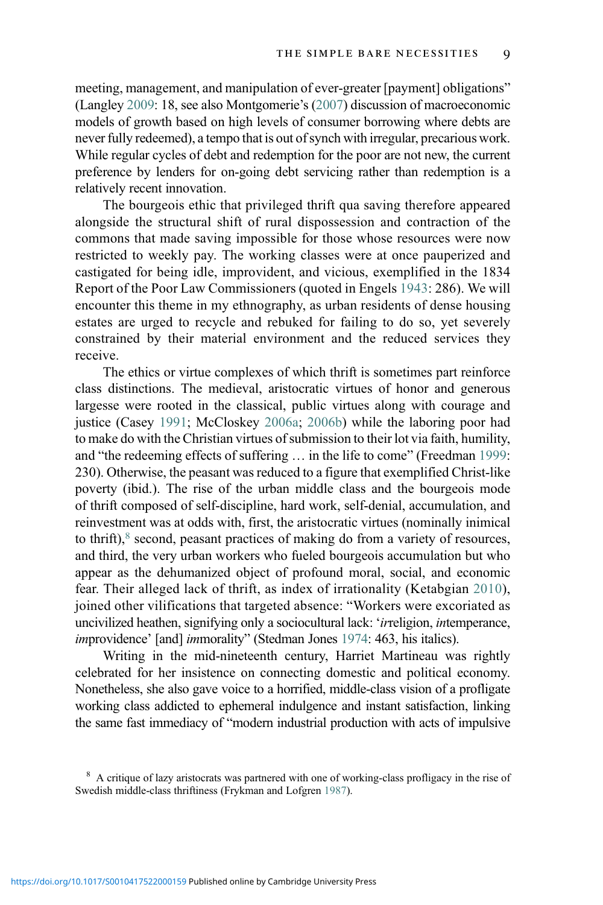meeting, management, and manipulation of ever-greater [payment] obligations" (Langley 2009: 18, see also Montgomerie's (2007) discussion of macroeconomic models of growth based on high levels of consumer borrowing where debts are never fully redeemed), a tempo that is out of synch with irregular, precarious work. While regular cycles of debt and redemption for the poor are not new, the current preference by lenders for on-going debt servicing rather than redemption is a relatively recent innovation.

The bourgeois ethic that privileged thrift qua saving therefore appeared alongside the structural shift of rural dispossession and contraction of the commons that made saving impossible for those whose resources were now restricted to weekly pay. The working classes were at once pauperized and castigated for being idle, improvident, and vicious, exemplified in the 1834 Report of the Poor Law Commissioners (quoted in Engels 1943: 286). We will encounter this theme in my ethnography, as urban residents of dense housing estates are urged to recycle and rebuked for failing to do so, yet severely constrained by their material environment and the reduced services they receive.

The ethics or virtue complexes of which thrift is sometimes part reinforce class distinctions. The medieval, aristocratic virtues of honor and generous largesse were rooted in the classical, public virtues along with courage and justice (Casey 1991; McCloskey 2006a; 2006b) while the laboring poor had to make do with the Christian virtues of submission to their lot via faith, humility, and "the redeeming effects of suffering … in the life to come" (Freedman 1999: 230). Otherwise, the peasant was reduced to a figure that exemplified Christ-like poverty (ibid.). The rise of the urban middle class and the bourgeois mode of thrift composed of self-discipline, hard work, self-denial, accumulation, and reinvestment was at odds with, first, the aristocratic virtues (nominally inimical to thrift),[8] second, peasant practices of making do from a variety of resources, and third, the very urban workers who fueled bourgeois accumulation but who appear as the dehumanized object of profound moral, social, and economic fear. Their alleged lack of thrift, as index of irrationality (Ketabgian 2010), joined other vilifications that targeted absence: "Workers were excoriated as uncivilized heathen, signifying only a sociocultural lack: '*ir*religion, *in*temperance, *im*providence' [and] *im*morality" (Stedman Jones 1974: 463, his italics).

Writing in the mid-nineteenth century, Harriet Martineau was rightly celebrated for her insistence on connecting domestic and political economy. Nonetheless, she also gave voice to a horrified, middle-class vision of a profligate working class addicted to ephemeral indulgence and instant satisfaction, linking the same fast immediacy of "modern industrial production with acts of impulsive

[8] A critique of lazy aristocrats was partnered with one of working-class profligacy in the rise of Swedish middle-class thriftiness (Frykman and Lofgren 1987).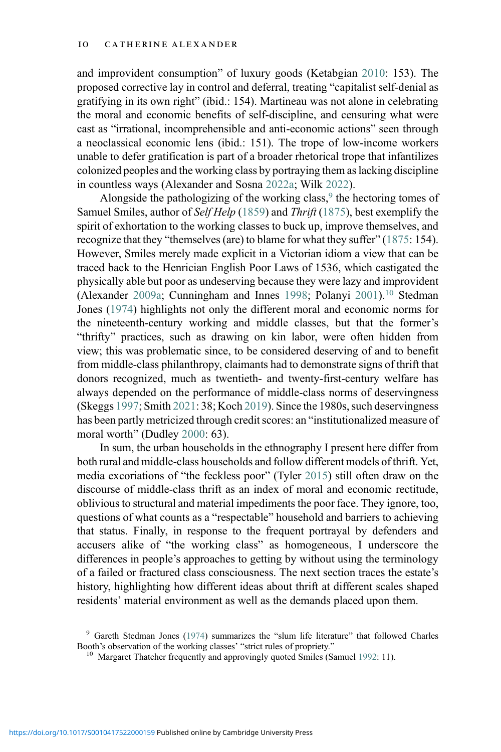and improvident consumption" of luxury goods (Ketabgian 2010: 153). The proposed corrective lay in control and deferral, treating "capitalist self-denial as gratifying in its own right" (ibid.: 154). Martineau was not alone in celebrating the moral and economic benefits of self-discipline, and censuring what were cast as "irrational, incomprehensible and anti-economic actions" seen through a neoclassical economic lens (ibid.: 151). The trope of low-income workers unable to defer gratification is part of a broader rhetorical trope that infantilizes colonized peoples and the working class by portraying them as lacking discipline in countless ways (Alexander and Sosna 2022a; Wilk 2022).

Alongside the pathologizing of the working class,[9] the hectoring tomes of Samuel Smiles, author of *Self Help* (1859) and *Thrift* (1875), best exemplify the spirit of exhortation to the working classes to buck up, improve themselves, and recognize that they "themselves (are) to blame for what they suffer" (1875: 154). However, Smiles merely made explicit in a Victorian idiom a view that can be traced back to the Henrician English Poor Laws of 1536, which castigated the physically able but poor as undeserving because they were lazy and improvident (Alexander 2009a; Cunningham and Innes 1998; Polanyi 2001).[10] Stedman Jones (1974) highlights not only the different moral and economic norms for the nineteenth-century working and middle classes, but that the former's "thrifty" practices, such as drawing on kin labor, were often hidden from view; this was problematic since, to be considered deserving of and to benefit from middle-class philanthropy, claimants had to demonstrate signs of thrift that donors recognized, much as twentieth- and twenty-first-century welfare has always depended on the performance of middle-class norms of deservingness (Skeggs 1997; Smith 2021: 38; Koch 2019). Since the 1980s, such deservingness has been partly metricized through credit scores: an "institutionalized measure of moral worth" (Dudley 2000: 63).

In sum, the urban households in the ethnography I present here differ from both rural and middle-class households and follow different models of thrift. Yet, media excoriations of "the feckless poor" (Tyler 2015) still often draw on the discourse of middle-class thrift as an index of moral and economic rectitude, oblivious to structural and material impediments the poor face. They ignore, too, questions of what counts as a "respectable" household and barriers to achieving that status. Finally, in response to the frequent portrayal by defenders and accusers alike of "the working class" as homogeneous, I underscore the differences in people's approaches to getting by without using the terminology of a failed or fractured class consciousness. The next section traces the estate's history, highlighting how different ideas about thrift at different scales shaped residents' material environment as well as the demands placed upon them.

[9] Gareth Stedman Jones (1974) summarizes the "slum life literature" that followed Charles Booth's observation of the working classes' "strict rules of propriety."

[10] Margaret Thatcher frequently and approvingly quoted Smiles (Samuel 1992: 11).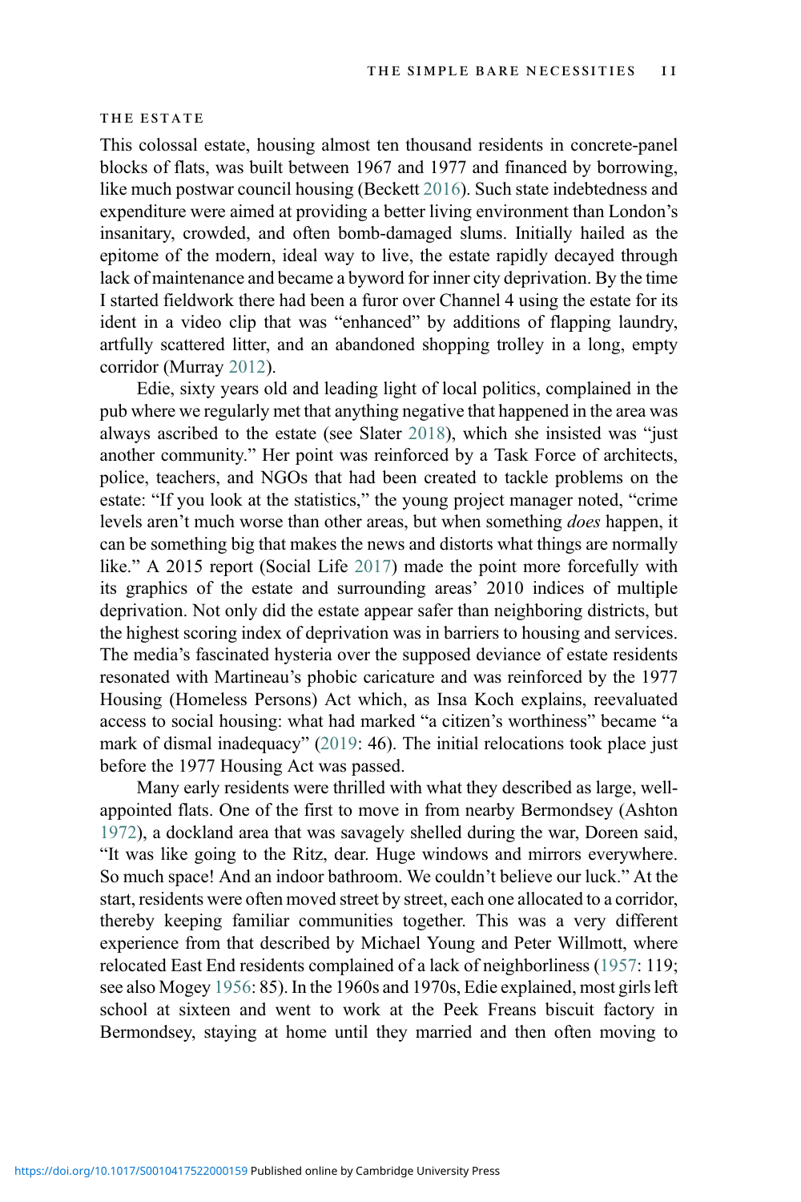### THE ESTATE

This colossal estate, housing almost ten thousand residents in concrete-panel blocks of flats, was built between 1967 and 1977 and financed by borrowing, like much postwar council housing (Beckett 2016). Such state indebtedness and expenditure were aimed at providing a better living environment than London's insanitary, crowded, and often bomb-damaged slums. Initially hailed as the epitome of the modern, ideal way to live, the estate rapidly decayed through lack of maintenance and became a byword for inner city deprivation. By the time I started fieldwork there had been a furor over Channel 4 using the estate for its ident in a video clip that was "enhanced" by additions of flapping laundry, artfully scattered litter, and an abandoned shopping trolley in a long, empty corridor (Murray 2012).

Edie, sixty years old and leading light of local politics, complained in the pub where we regularly met that anything negative that happened in the area was always ascribed to the estate (see Slater 2018), which she insisted was "just another community." Her point was reinforced by a Task Force of architects, police, teachers, and NGOs that had been created to tackle problems on the estate: "If you look at the statistics," the young project manager noted, "crime levels aren't much worse than other areas, but when something *does* happen, it can be something big that makes the news and distorts what things are normally like." A 2015 report (Social Life 2017) made the point more forcefully with its graphics of the estate and surrounding areas' 2010 indices of multiple deprivation. Not only did the estate appear safer than neighboring districts, but the highest scoring index of deprivation was in barriers to housing and services. The media's fascinated hysteria over the supposed deviance of estate residents resonated with Martineau's phobic caricature and was reinforced by the 1977 Housing (Homeless Persons) Act which, as Insa Koch explains, reevaluated access to social housing: what had marked "a citizen's worthiness" became "a mark of dismal inadequacy" (2019: 46). The initial relocations took place just before the 1977 Housing Act was passed.

Many early residents were thrilled with what they described as large, well-appointed flats. One of the first to move in from nearby Bermondsey (Ashton 1972), a dockland area that was savagely shelled during the war, Doreen said, "It was like going to the Ritz, dear. Huge windows and mirrors everywhere. So much space! And an indoor bathroom. We couldn't believe our luck." At the start, residents were often moved street by street, each one allocated to a corridor, thereby keeping familiar communities together. This was a very different experience from that described by Michael Young and Peter Willmott, where relocated East End residents complained of a lack of neighborliness (1957: 119; see also Mogey 1956: 85). In the 1960s and 1970s, Edie explained, most girls left school at sixteen and went to work at the Peek Freans biscuit factory in Bermondsey, staying at home until they married and then often moving to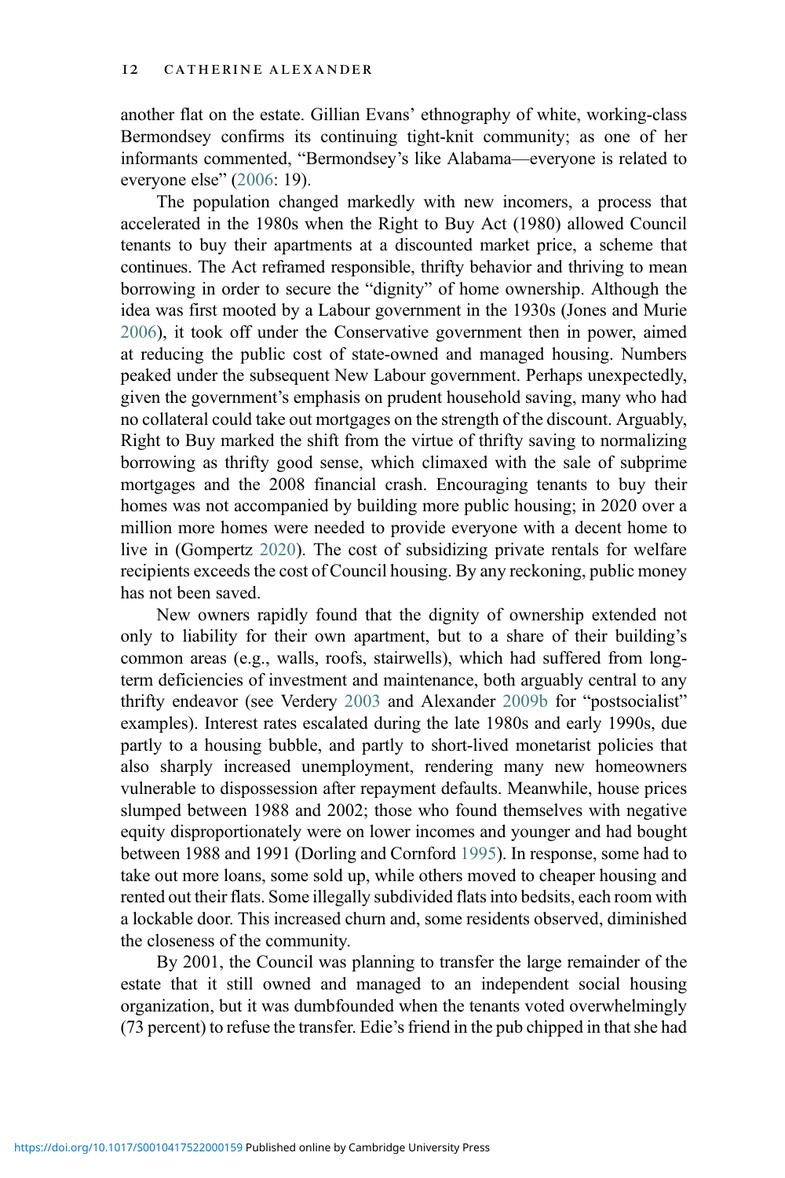another flat on the estate. Gillian Evans' ethnography of white, working-class Bermondsey confirms its continuing tight-knit community; as one of her informants commented, "Bermondsey's like Alabama—everyone is related to everyone else" (2006: 19).

The population changed markedly with new incomers, a process that accelerated in the 1980s when the Right to Buy Act (1980) allowed Council tenants to buy their apartments at a discounted market price, a scheme that continues. The Act reframed responsible, thrifty behavior and thriving to mean borrowing in order to secure the "dignity" of home ownership. Although the idea was first mooted by a Labour government in the 1930s (Jones and Murie 2006), it took off under the Conservative government then in power, aimed at reducing the public cost of state-owned and managed housing. Numbers peaked under the subsequent New Labour government. Perhaps unexpectedly, given the government's emphasis on prudent household saving, many who had no collateral could take out mortgages on the strength of the discount. Arguably, Right to Buy marked the shift from the virtue of thrifty saving to normalizing borrowing as thrifty good sense, which climaxed with the sale of subprime mortgages and the 2008 financial crash. Encouraging tenants to buy their homes was not accompanied by building more public housing; in 2020 over a million more homes were needed to provide everyone with a decent home to live in (Gompertz 2020). The cost of subsidizing private rentals for welfare recipients exceeds the cost of Council housing. By any reckoning, public money has not been saved.

New owners rapidly found that the dignity of ownership extended not only to liability for their own apartment, but to a share of their building's common areas (e.g., walls, roofs, stairwells), which had suffered from long-term deficiencies of investment and maintenance, both arguably central to any thrifty endeavor (see Verdery 2003 and Alexander 2009b for "postsocialist" examples). Interest rates escalated during the late 1980s and early 1990s, due partly to a housing bubble, and partly to short-lived monetarist policies that also sharply increased unemployment, rendering many new homeowners vulnerable to dispossession after repayment defaults. Meanwhile, house prices slumped between 1988 and 2002; those who found themselves with negative equity disproportionately were on lower incomes and younger and had bought between 1988 and 1991 (Dorling and Cornford 1995). In response, some had to take out more loans, some sold up, while others moved to cheaper housing and rented out their flats. Some illegally subdivided flats into bedsits, each room with a lockable door. This increased churn and, some residents observed, diminished the closeness of the community.

By 2001, the Council was planning to transfer the large remainder of the estate that it still owned and managed to an independent social housing organization, but it was dumbfounded when the tenants voted overwhelmingly (73 percent) to refuse the transfer. Edie's friend in the pub chipped in that she had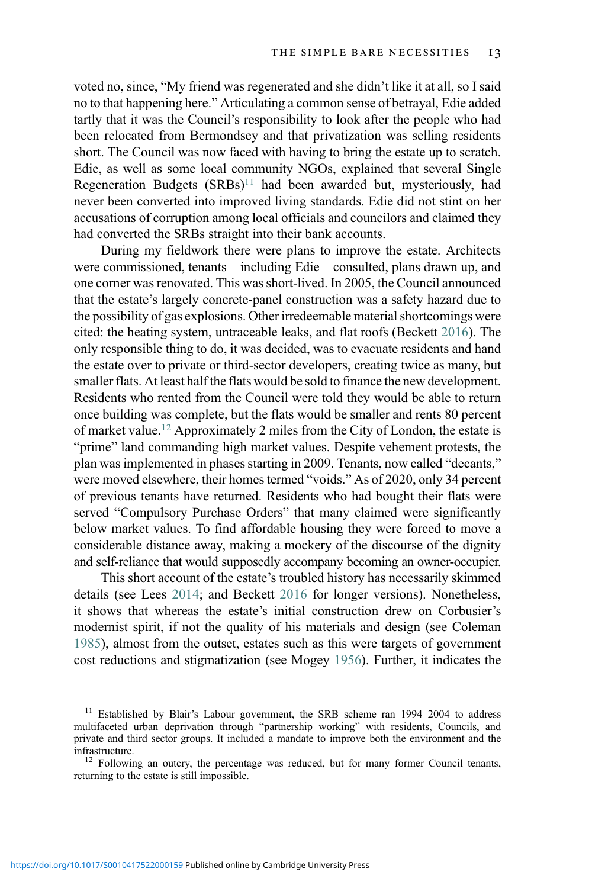voted no, since, "My friend was regenerated and she didn't like it at all, so I said no to that happening here." Articulating a common sense of betrayal, Edie added tartly that it was the Council's responsibility to look after the people who had been relocated from Bermondsey and that privatization was selling residents short. The Council was now faced with having to bring the estate up to scratch. Edie, as well as some local community NGOs, explained that several Single Regeneration Budgets (SRBs)[11] had been awarded but, mysteriously, had never been converted into improved living standards. Edie did not stint on her accusations of corruption among local officials and councilors and claimed they had converted the SRBs straight into their bank accounts.

During my fieldwork there were plans to improve the estate. Architects were commissioned, tenants—including Edie—consulted, plans drawn up, and one corner was renovated. This was short-lived. In 2005, the Council announced that the estate's largely concrete-panel construction was a safety hazard due to the possibility of gas explosions. Other irredeemable material shortcomings were cited: the heating system, untraceable leaks, and flat roofs (Beckett 2016). The only responsible thing to do, it was decided, was to evacuate residents and hand the estate over to private or third-sector developers, creating twice as many, but smaller flats. At least half the flats would be sold to finance the new development. Residents who rented from the Council were told they would be able to return once building was complete, but the flats would be smaller and rents 80 percent of market value.[12] Approximately 2 miles from the City of London, the estate is "prime" land commanding high market values. Despite vehement protests, the plan was implemented in phases starting in 2009. Tenants, now called "decants," were moved elsewhere, their homes termed "voids." As of 2020, only 34 percent of previous tenants have returned. Residents who had bought their flats were served "Compulsory Purchase Orders" that many claimed were significantly below market values. To find affordable housing they were forced to move a considerable distance away, making a mockery of the discourse of the dignity and self-reliance that would supposedly accompany becoming an owner-occupier.

This short account of the estate's troubled history has necessarily skimmed details (see Lees 2014; and Beckett 2016 for longer versions). Nonetheless, it shows that whereas the estate's initial construction drew on Corbusier's modernist spirit, if not the quality of his materials and design (see Coleman 1985), almost from the outset, estates such as this were targets of government cost reductions and stigmatization (see Mogey 1956). Further, it indicates the

[11] Established by Blair's Labour government, the SRB scheme ran 1994–2004 to address multifaceted urban deprivation through "partnership working" with residents, Councils, and private and third sector groups. It included a mandate to improve both the environment and the infrastructure.

[12] Following an outcry, the percentage was reduced, but for many former Council tenants, returning to the estate is still impossible.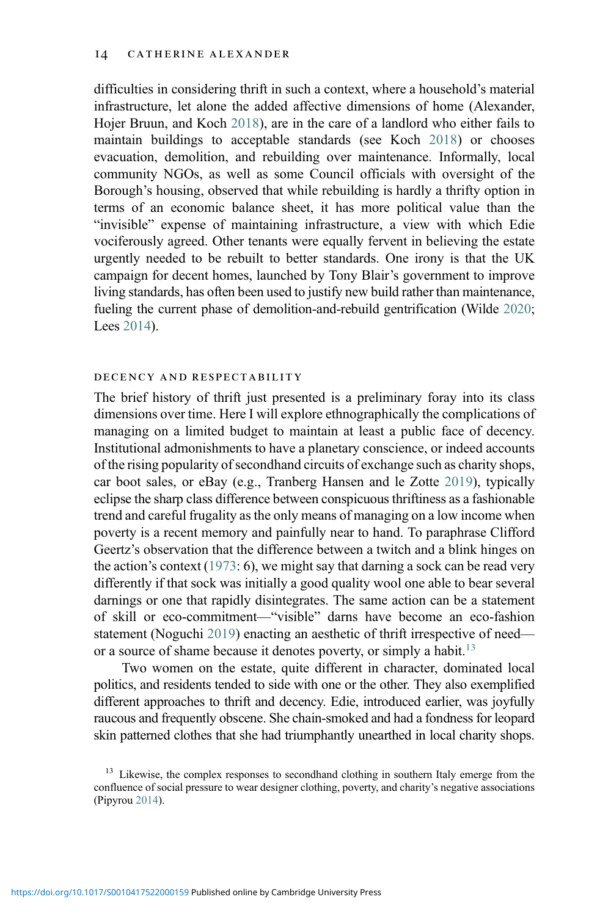difficulties in considering thrift in such a context, where a household's material infrastructure, let alone the added affective dimensions of home (Alexander, Hojer Bruun, and Koch 2018), are in the care of a landlord who either fails to maintain buildings to acceptable standards (see Koch 2018) or chooses evacuation, demolition, and rebuilding over maintenance. Informally, local community NGOs, as well as some Council officials with oversight of the Borough's housing, observed that while rebuilding is hardly a thrifty option in terms of an economic balance sheet, it has more political value than the "invisible" expense of maintaining infrastructure, a view with which Edie vociferously agreed. Other tenants were equally fervent in believing the estate urgently needed to be rebuilt to better standards. One irony is that the UK campaign for decent homes, launched by Tony Blair's government to improve living standards, has often been used to justify new build rather than maintenance, fueling the current phase of demolition-and-rebuild gentrification (Wilde 2020; Lees 2014).

## DECENCY AND RESPECTABILITY

The brief history of thrift just presented is a preliminary foray into its class dimensions over time. Here I will explore ethnographically the complications of managing on a limited budget to maintain at least a public face of decency. Institutional admonishments to have a planetary conscience, or indeed accounts of the rising popularity of secondhand circuits of exchange such as charity shops, car boot sales, or eBay (e.g., Tranberg Hansen and le Zotte 2019), typically eclipse the sharp class difference between conspicuous thriftiness as a fashionable trend and careful frugality as the only means of managing on a low income when poverty is a recent memory and painfully near to hand. To paraphrase Clifford Geertz's observation that the difference between a twitch and a blink hinges on the action's context (1973: 6), we might say that darning a sock can be read very differently if that sock was initially a good quality wool one able to bear several darnings or one that rapidly disintegrates. The same action can be a statement of skill or eco-commitment—"visible" darns have become an eco-fashion statement (Noguchi 2019) enacting an aesthetic of thrift irrespective of need—or a source of shame because it denotes poverty, or simply a habit.[13]

Two women on the estate, quite different in character, dominated local politics, and residents tended to side with one or the other. They also exemplified different approaches to thrift and decency. Edie, introduced earlier, was joyfully raucous and frequently obscene. She chain-smoked and had a fondness for leopard skin patterned clothes that she had triumphantly unearthed in local charity shops.

[13] Likewise, the complex responses to secondhand clothing in southern Italy emerge from the confluence of social pressure to wear designer clothing, poverty, and charity's negative associations (Pipyrou 2014).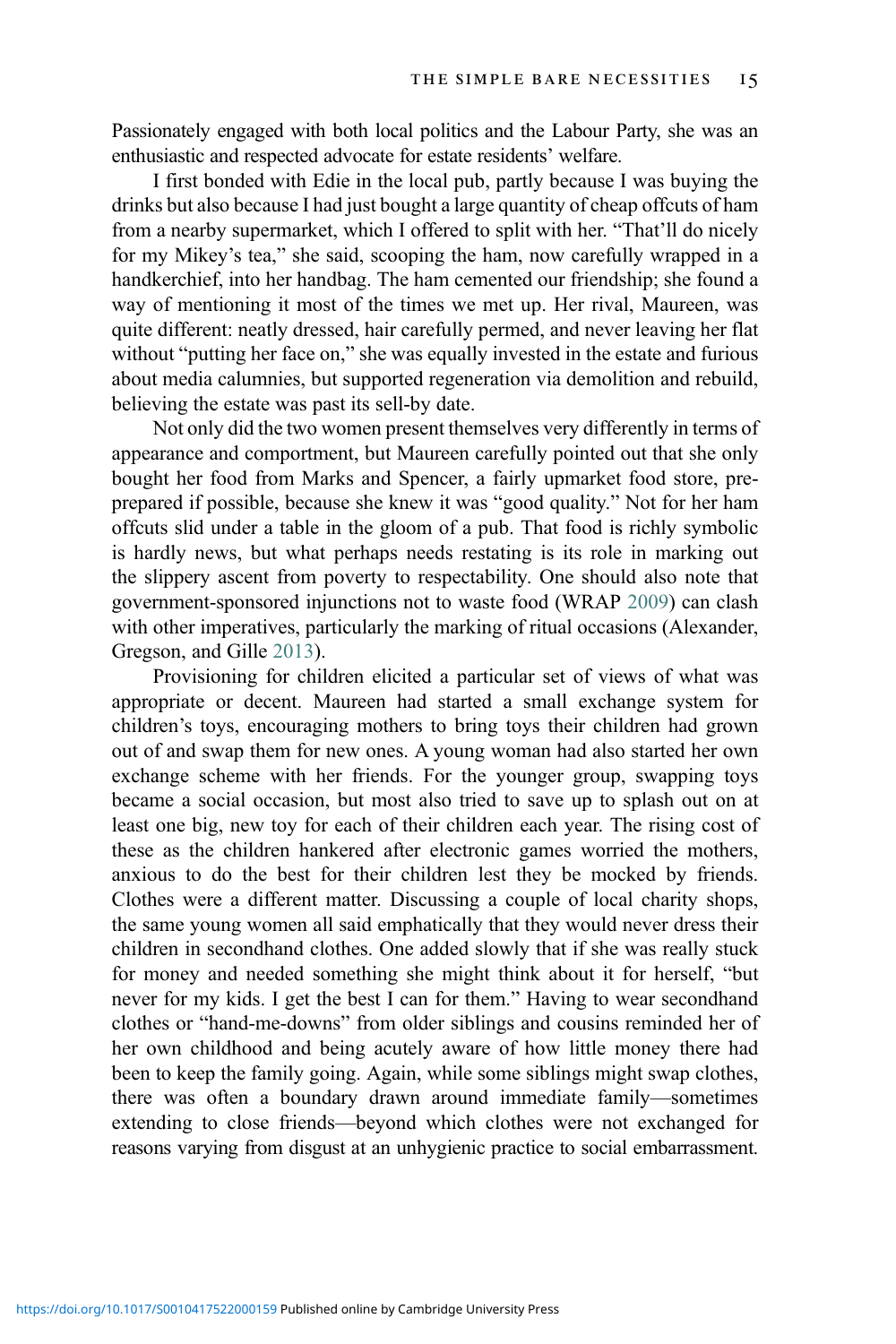Passionately engaged with both local politics and the Labour Party, she was an enthusiastic and respected advocate for estate residents' welfare.

I first bonded with Edie in the local pub, partly because I was buying the drinks but also because I had just bought a large quantity of cheap offcuts of ham from a nearby supermarket, which I offered to split with her. "That'll do nicely for my Mikey's tea," she said, scooping the ham, now carefully wrapped in a handkerchief, into her handbag. The ham cemented our friendship; she found a way of mentioning it most of the times we met up. Her rival, Maureen, was quite different: neatly dressed, hair carefully permed, and never leaving her flat without "putting her face on," she was equally invested in the estate and furious about media calumnies, but supported regeneration via demolition and rebuild, believing the estate was past its sell-by date.

Not only did the two women present themselves very differently in terms of appearance and comportment, but Maureen carefully pointed out that she only bought her food from Marks and Spencer, a fairly upmarket food store, pre-prepared if possible, because she knew it was "good quality." Not for her ham offcuts slid under a table in the gloom of a pub. That food is richly symbolic is hardly news, but what perhaps needs restating is its role in marking out the slippery ascent from poverty to respectability. One should also note that government-sponsored injunctions not to waste food (WRAP 2009) can clash with other imperatives, particularly the marking of ritual occasions (Alexander, Gregson, and Gille 2013).

Provisioning for children elicited a particular set of views of what was appropriate or decent. Maureen had started a small exchange system for children's toys, encouraging mothers to bring toys their children had grown out of and swap them for new ones. A young woman had also started her own exchange scheme with her friends. For the younger group, swapping toys became a social occasion, but most also tried to save up to splash out on at least one big, new toy for each of their children each year. The rising cost of these as the children hankered after electronic games worried the mothers, anxious to do the best for their children lest they be mocked by friends. Clothes were a different matter. Discussing a couple of local charity shops, the same young women all said emphatically that they would never dress their children in secondhand clothes. One added slowly that if she was really stuck for money and needed something she might think about it for herself, "but never for my kids. I get the best I can for them." Having to wear secondhand clothes or "hand-me-downs" from older siblings and cousins reminded her of her own childhood and being acutely aware of how little money there had been to keep the family going. Again, while some siblings might swap clothes, there was often a boundary drawn around immediate family—sometimes extending to close friends—beyond which clothes were not exchanged for reasons varying from disgust at an unhygienic practice to social embarrassment.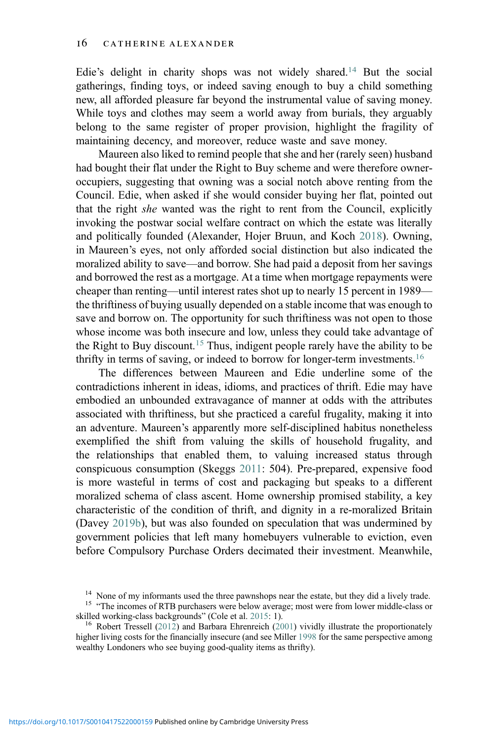Edie's delight in charity shops was not widely shared.[14] But the social gatherings, finding toys, or indeed saving enough to buy a child something new, all afforded pleasure far beyond the instrumental value of saving money. While toys and clothes may seem a world away from burials, they arguably belong to the same register of proper provision, highlight the fragility of maintaining decency, and moreover, reduce waste and save money.

Maureen also liked to remind people that she and her (rarely seen) husband had bought their flat under the Right to Buy scheme and were therefore owner-occupiers, suggesting that owning was a social notch above renting from the Council. Edie, when asked if she would consider buying her flat, pointed out that the right *she* wanted was the right to rent from the Council, explicitly invoking the postwar social welfare contract on which the estate was literally and politically founded (Alexander, Hojer Bruun, and Koch 2018). Owning, in Maureen's eyes, not only afforded social distinction but also indicated the moralized ability to save—and borrow. She had paid a deposit from her savings and borrowed the rest as a mortgage. At a time when mortgage repayments were cheaper than renting—until interest rates shot up to nearly 15 percent in 1989—the thriftiness of buying usually depended on a stable income that was enough to save and borrow on. The opportunity for such thriftiness was not open to those whose income was both insecure and low, unless they could take advantage of the Right to Buy discount.[15] Thus, indigent people rarely have the ability to be thrifty in terms of saving, or indeed to borrow for longer-term investments.[16]

The differences between Maureen and Edie underline some of the contradictions inherent in ideas, idioms, and practices of thrift. Edie may have embodied an unbounded extravagance of manner at odds with the attributes associated with thriftiness, but she practiced a careful frugality, making it into an adventure. Maureen's apparently more self-disciplined habitus nonetheless exemplified the shift from valuing the skills of household frugality, and the relationships that enabled them, to valuing increased status through conspicuous consumption (Skeggs 2011: 504). Pre-prepared, expensive food is more wasteful in terms of cost and packaging but speaks to a different moralized schema of class ascent. Home ownership promised stability, a key characteristic of the condition of thrift, and dignity in a re-moralized Britain (Davey 2019b), but was also founded on speculation that was undermined by government policies that left many homebuyers vulnerable to eviction, even before Compulsory Purchase Orders decimated their investment. Meanwhile,

[14] None of my informants used the three pawnshops near the estate, but they did a lively trade.

[15] "The incomes of RTB purchasers were below average; most were from lower middle-class or skilled working-class backgrounds" (Cole et al. 2015: 1).

[16] Robert Tressell (2012) and Barbara Ehrenreich (2001) vividly illustrate the proportionately higher living costs for the financially insecure (and see Miller 1998 for the same perspective among wealthy Londoners who see buying good-quality items as thrifty).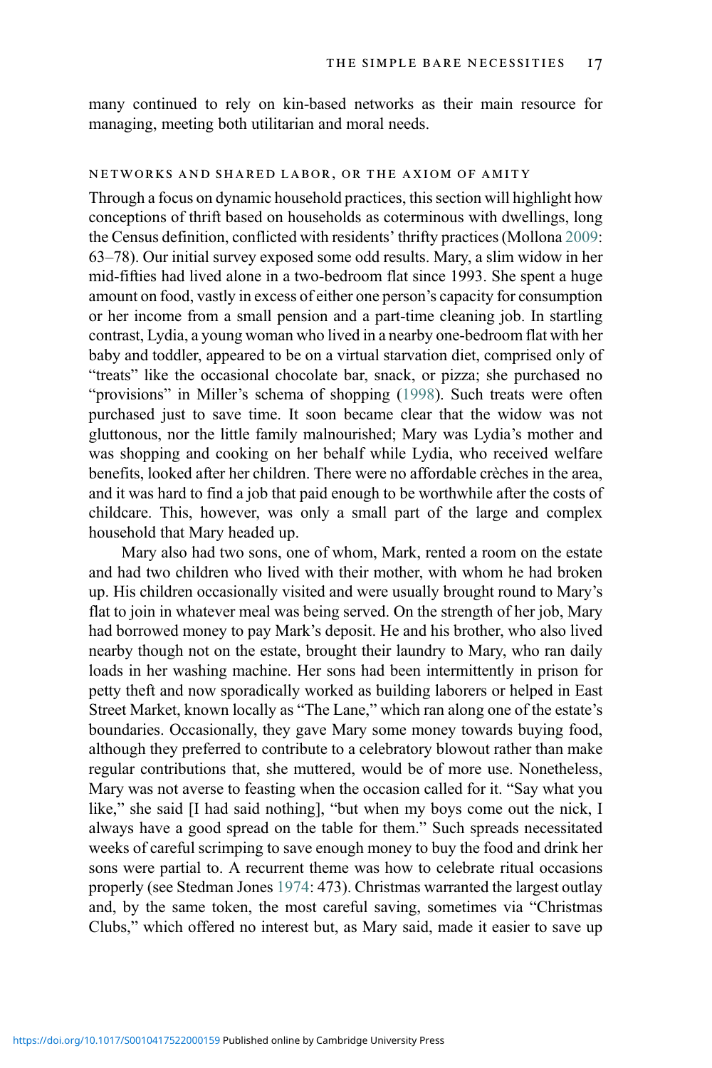many continued to rely on kin-based networks as their main resource for managing, meeting both utilitarian and moral needs.

### NETWORKS AND SHARED LABOR, OR THE AXIOM OF AMITY

Through a focus on dynamic household practices, this section will highlight how conceptions of thrift based on households as coterminous with dwellings, long the Census definition, conflicted with residents' thrifty practices (Mollona 2009: 63–78). Our initial survey exposed some odd results. Mary, a slim widow in her mid-fifties had lived alone in a two-bedroom flat since 1993. She spent a huge amount on food, vastly in excess of either one person's capacity for consumption or her income from a small pension and a part-time cleaning job. In startling contrast, Lydia, a young woman who lived in a nearby one-bedroom flat with her baby and toddler, appeared to be on a virtual starvation diet, comprised only of "treats" like the occasional chocolate bar, snack, or pizza; she purchased no "provisions" in Miller's schema of shopping (1998). Such treats were often purchased just to save time. It soon became clear that the widow was not gluttonous, nor the little family malnourished; Mary was Lydia's mother and was shopping and cooking on her behalf while Lydia, who received welfare benefits, looked after her children. There were no affordable crèches in the area, and it was hard to find a job that paid enough to be worthwhile after the costs of childcare. This, however, was only a small part of the large and complex household that Mary headed up.

Mary also had two sons, one of whom, Mark, rented a room on the estate and had two children who lived with their mother, with whom he had broken up. His children occasionally visited and were usually brought round to Mary's flat to join in whatever meal was being served. On the strength of her job, Mary had borrowed money to pay Mark's deposit. He and his brother, who also lived nearby though not on the estate, brought their laundry to Mary, who ran daily loads in her washing machine. Her sons had been intermittently in prison for petty theft and now sporadically worked as building laborers or helped in East Street Market, known locally as "The Lane," which ran along one of the estate's boundaries. Occasionally, they gave Mary some money towards buying food, although they preferred to contribute to a celebratory blowout rather than make regular contributions that, she muttered, would be of more use. Nonetheless, Mary was not averse to feasting when the occasion called for it. "Say what you like," she said [I had said nothing], "but when my boys come out the nick, I always have a good spread on the table for them." Such spreads necessitated weeks of careful scrimping to save enough money to buy the food and drink her sons were partial to. A recurrent theme was how to celebrate ritual occasions properly (see Stedman Jones 1974: 473). Christmas warranted the largest outlay and, by the same token, the most careful saving, sometimes via "Christmas Clubs," which offered no interest but, as Mary said, made it easier to save up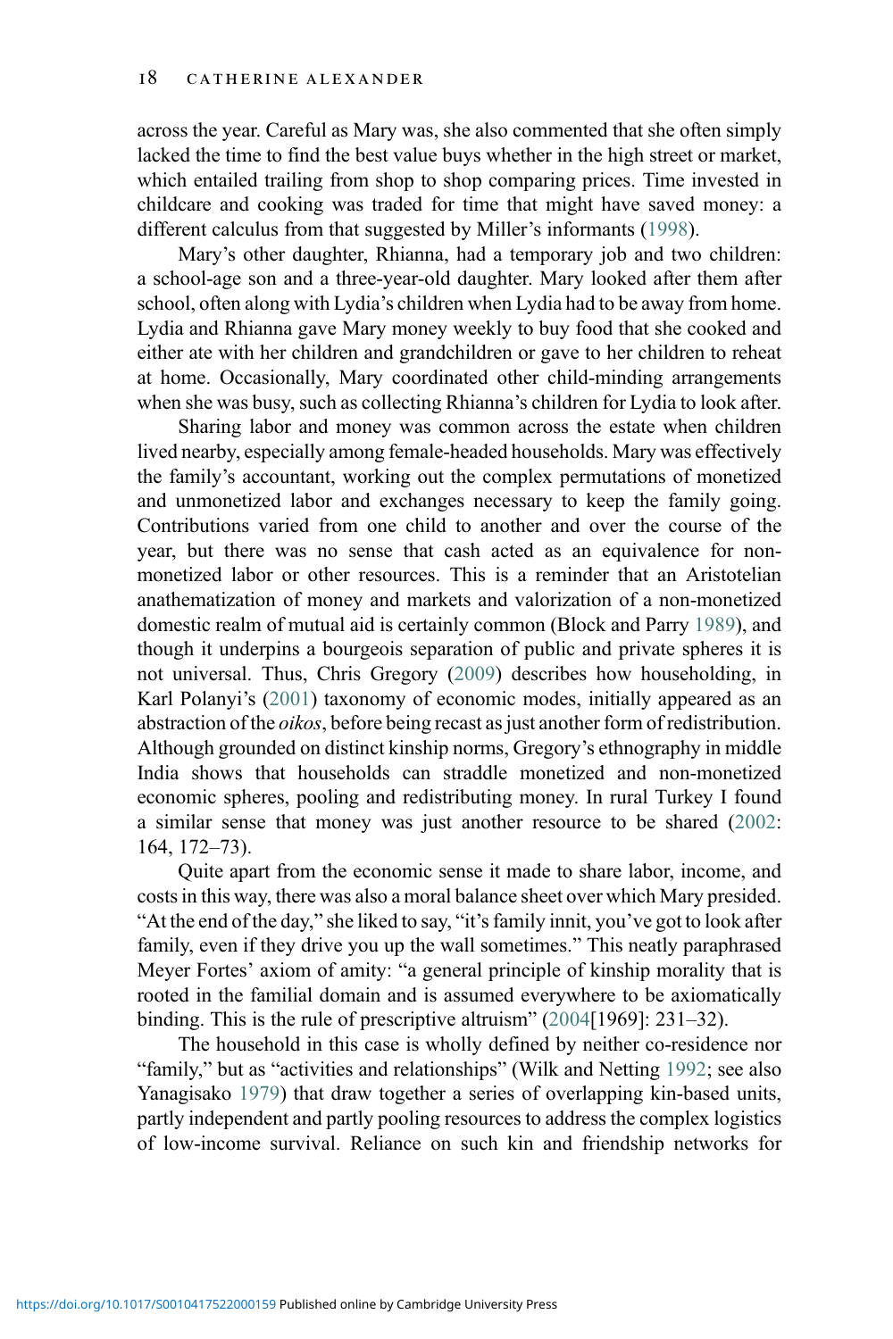across the year. Careful as Mary was, she also commented that she often simply lacked the time to find the best value buys whether in the high street or market, which entailed trailing from shop to shop comparing prices. Time invested in childcare and cooking was traded for time that might have saved money: a different calculus from that suggested by Miller's informants (1998).

Mary's other daughter, Rhianna, had a temporary job and two children: a school-age son and a three-year-old daughter. Mary looked after them after school, often along with Lydia's children when Lydia had to be away from home. Lydia and Rhianna gave Mary money weekly to buy food that she cooked and either ate with her children and grandchildren or gave to her children to reheat at home. Occasionally, Mary coordinated other child-minding arrangements when she was busy, such as collecting Rhianna's children for Lydia to look after.

Sharing labor and money was common across the estate when children lived nearby, especially among female-headed households. Mary was effectively the family's accountant, working out the complex permutations of monetized and unmonetized labor and exchanges necessary to keep the family going. Contributions varied from one child to another and over the course of the year, but there was no sense that cash acted as an equivalence for non-monetized labor or other resources. This is a reminder that an Aristotelian anathematization of money and markets and valorization of a non-monetized domestic realm of mutual aid is certainly common (Block and Parry 1989), and though it underpins a bourgeois separation of public and private spheres it is not universal. Thus, Chris Gregory (2009) describes how householding, in Karl Polanyi's (2001) taxonomy of economic modes, initially appeared as an abstraction of the *oikos*, before being recast as just another form of redistribution. Although grounded on distinct kinship norms, Gregory's ethnography in middle India shows that households can straddle monetized and non-monetized economic spheres, pooling and redistributing money. In rural Turkey I found a similar sense that money was just another resource to be shared (2002: 164, 172–73).

Quite apart from the economic sense it made to share labor, income, and costs in this way, there was also a moral balance sheet over which Mary presided. "At the end of the day," she liked to say, "it's family innit, you've got to look after family, even if they drive you up the wall sometimes." This neatly paraphrased Meyer Fortes' axiom of amity: "a general principle of kinship morality that is rooted in the familial domain and is assumed everywhere to be axiomatically binding. This is the rule of prescriptive altruism" (2004[1969]: 231–32).

The household in this case is wholly defined by neither co-residence nor "family," but as "activities and relationships" (Wilk and Netting 1992; see also Yanagisako 1979) that draw together a series of overlapping kin-based units, partly independent and partly pooling resources to address the complex logistics of low-income survival. Reliance on such kin and friendship networks for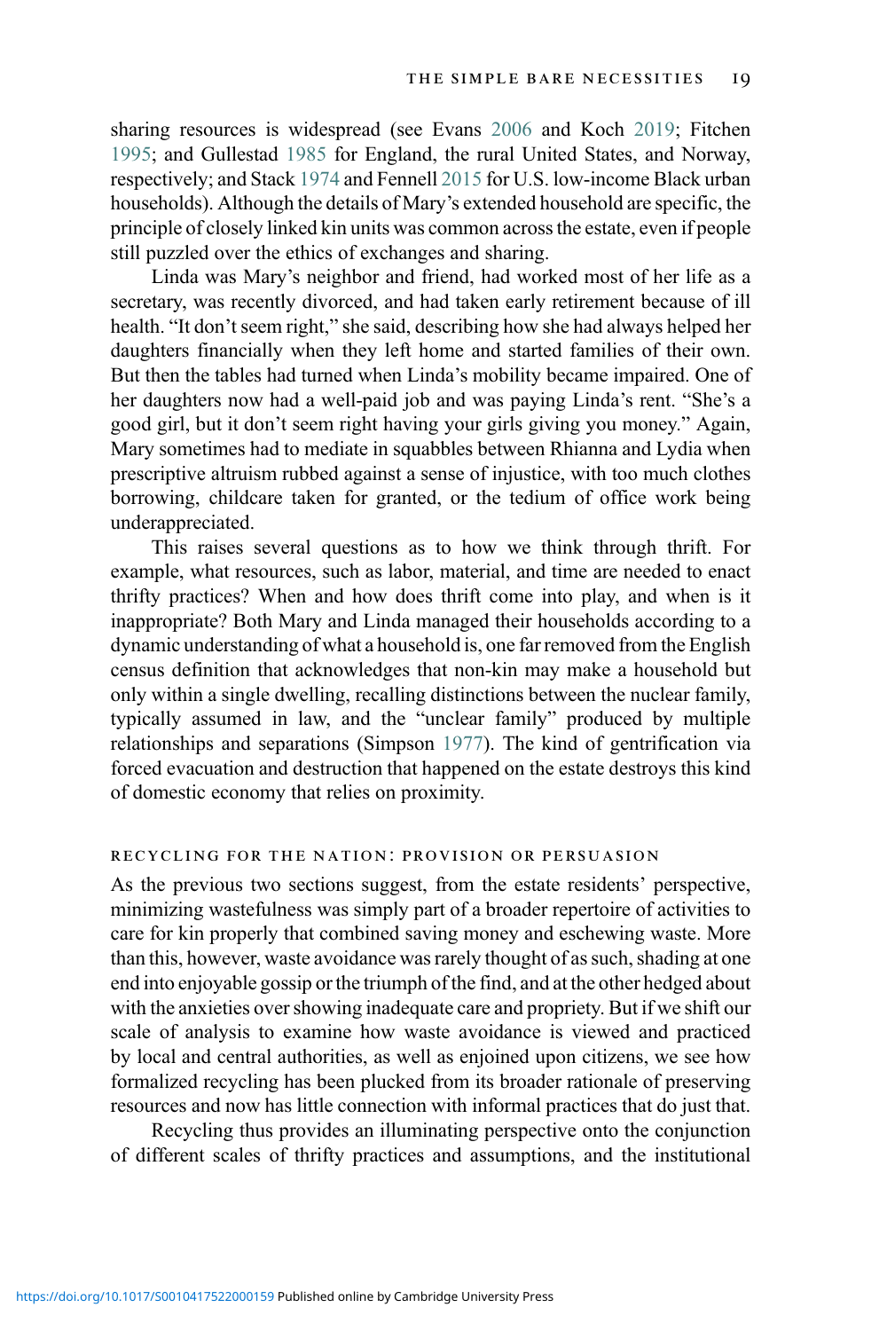sharing resources is widespread (see Evans 2006 and Koch 2019; Fitchen 1995; and Gullestad 1985 for England, the rural United States, and Norway, respectively; and Stack 1974 and Fennell 2015 for U.S. low-income Black urban households). Although the details of Mary's extended household are specific, the principle of closely linked kin units was common across the estate, even if people still puzzled over the ethics of exchanges and sharing.

Linda was Mary's neighbor and friend, had worked most of her life as a secretary, was recently divorced, and had taken early retirement because of ill health. "It don't seem right," she said, describing how she had always helped her daughters financially when they left home and started families of their own. But then the tables had turned when Linda's mobility became impaired. One of her daughters now had a well-paid job and was paying Linda's rent. "She's a good girl, but it don't seem right having your girls giving you money." Again, Mary sometimes had to mediate in squabbles between Rhianna and Lydia when prescriptive altruism rubbed against a sense of injustice, with too much clothes borrowing, childcare taken for granted, or the tedium of office work being underappreciated.

This raises several questions as to how we think through thrift. For example, what resources, such as labor, material, and time are needed to enact thrifty practices? When and how does thrift come into play, and when is it inappropriate? Both Mary and Linda managed their households according to a dynamic understanding of what a household is, one far removed from the English census definition that acknowledges that non-kin may make a household but only within a single dwelling, recalling distinctions between the nuclear family, typically assumed in law, and the "unclear family" produced by multiple relationships and separations (Simpson 1977). The kind of gentrification via forced evacuation and destruction that happened on the estate destroys this kind of domestic economy that relies on proximity.

## Recycling for the Nation: Provision or Persuasion

As the previous two sections suggest, from the estate residents' perspective, minimizing wastefulness was simply part of a broader repertoire of activities to care for kin properly that combined saving money and eschewing waste. More than this, however, waste avoidance was rarely thought of as such, shading at one end into enjoyable gossip or the triumph of the find, and at the other hedged about with the anxieties over showing inadequate care and propriety. But if we shift our scale of analysis to examine how waste avoidance is viewed and practiced by local and central authorities, as well as enjoined upon citizens, we see how formalized recycling has been plucked from its broader rationale of preserving resources and now has little connection with informal practices that do just that.

Recycling thus provides an illuminating perspective onto the conjunction of different scales of thrifty practices and assumptions, and the institutional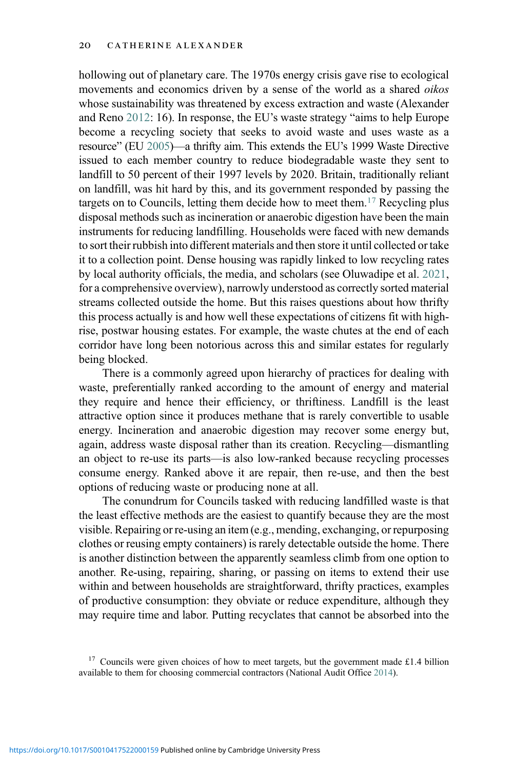hollowing out of planetary care. The 1970s energy crisis gave rise to ecological movements and economics driven by a sense of the world as a shared *oikos* whose sustainability was threatened by excess extraction and waste (Alexander and Reno 2012: 16). In response, the EU's waste strategy "aims to help Europe become a recycling society that seeks to avoid waste and uses waste as a resource" (EU 2005)—a thrifty aim. This extends the EU's 1999 Waste Directive issued to each member country to reduce biodegradable waste they sent to landfill to 50 percent of their 1997 levels by 2020. Britain, traditionally reliant on landfill, was hit hard by this, and its government responded by passing the targets on to Councils, letting them decide how to meet them.[17] Recycling plus disposal methods such as incineration or anaerobic digestion have been the main instruments for reducing landfilling. Households were faced with new demands to sort their rubbish into different materials and then store it until collected or take it to a collection point. Dense housing was rapidly linked to low recycling rates by local authority officials, the media, and scholars (see Oluwadipe et al. 2021, for a comprehensive overview), narrowly understood as correctly sorted material streams collected outside the home. But this raises questions about how thrifty this process actually is and how well these expectations of citizens fit with high-rise, postwar housing estates. For example, the waste chutes at the end of each corridor have long been notorious across this and similar estates for regularly being blocked.

There is a commonly agreed upon hierarchy of practices for dealing with waste, preferentially ranked according to the amount of energy and material they require and hence their efficiency, or thriftiness. Landfill is the least attractive option since it produces methane that is rarely convertible to usable energy. Incineration and anaerobic digestion may recover some energy but, again, address waste disposal rather than its creation. Recycling—dismantling an object to re-use its parts—is also low-ranked because recycling processes consume energy. Ranked above it are repair, then re-use, and then the best options of reducing waste or producing none at all.

The conundrum for Councils tasked with reducing landfilled waste is that the least effective methods are the easiest to quantify because they are the most visible. Repairing or re-using an item (e.g., mending, exchanging, or repurposing clothes or reusing empty containers) is rarely detectable outside the home. There is another distinction between the apparently seamless climb from one option to another. Re-using, repairing, sharing, or passing on items to extend their use within and between households are straightforward, thrifty practices, examples of productive consumption: they obviate or reduce expenditure, although they may require time and labor. Putting recyclates that cannot be absorbed into the

[17] Councils were given choices of how to meet targets, but the government made £1.4 billion available to them for choosing commercial contractors (National Audit Office 2014).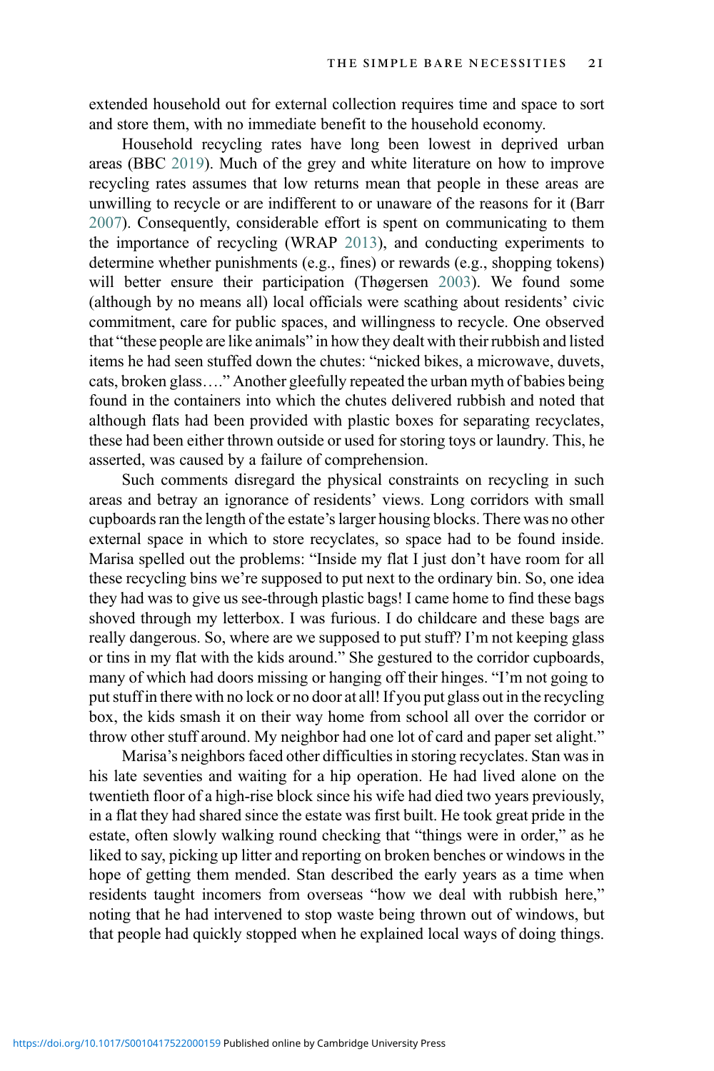extended household out for external collection requires time and space to sort and store them, with no immediate benefit to the household economy.

Household recycling rates have long been lowest in deprived urban areas (BBC 2019). Much of the grey and white literature on how to improve recycling rates assumes that low returns mean that people in these areas are unwilling to recycle or are indifferent to or unaware of the reasons for it (Barr 2007). Consequently, considerable effort is spent on communicating to them the importance of recycling (WRAP 2013), and conducting experiments to determine whether punishments (e.g., fines) or rewards (e.g., shopping tokens) will better ensure their participation (Thøgersen 2003). We found some (although by no means all) local officials were scathing about residents' civic commitment, care for public spaces, and willingness to recycle. One observed that "these people are like animals" in how they dealt with their rubbish and listed items he had seen stuffed down the chutes: "nicked bikes, a microwave, duvets, cats, broken glass…." Another gleefully repeated the urban myth of babies being found in the containers into which the chutes delivered rubbish and noted that although flats had been provided with plastic boxes for separating recyclates, these had been either thrown outside or used for storing toys or laundry. This, he asserted, was caused by a failure of comprehension.

Such comments disregard the physical constraints on recycling in such areas and betray an ignorance of residents' views. Long corridors with small cupboards ran the length of the estate's larger housing blocks. There was no other external space in which to store recyclates, so space had to be found inside. Marisa spelled out the problems: "Inside my flat I just don't have room for all these recycling bins we're supposed to put next to the ordinary bin. So, one idea they had was to give us see-through plastic bags! I came home to find these bags shoved through my letterbox. I was furious. I do childcare and these bags are really dangerous. So, where are we supposed to put stuff? I'm not keeping glass or tins in my flat with the kids around." She gestured to the corridor cupboards, many of which had doors missing or hanging off their hinges. "I'm not going to put stuff in there with no lock or no door at all! If you put glass out in the recycling box, the kids smash it on their way home from school all over the corridor or throw other stuff around. My neighbor had one lot of card and paper set alight."

Marisa's neighbors faced other difficulties in storing recyclates. Stan was in his late seventies and waiting for a hip operation. He had lived alone on the twentieth floor of a high-rise block since his wife had died two years previously, in a flat they had shared since the estate was first built. He took great pride in the estate, often slowly walking round checking that "things were in order," as he liked to say, picking up litter and reporting on broken benches or windows in the hope of getting them mended. Stan described the early years as a time when residents taught incomers from overseas "how we deal with rubbish here," noting that he had intervened to stop waste being thrown out of windows, but that people had quickly stopped when he explained local ways of doing things.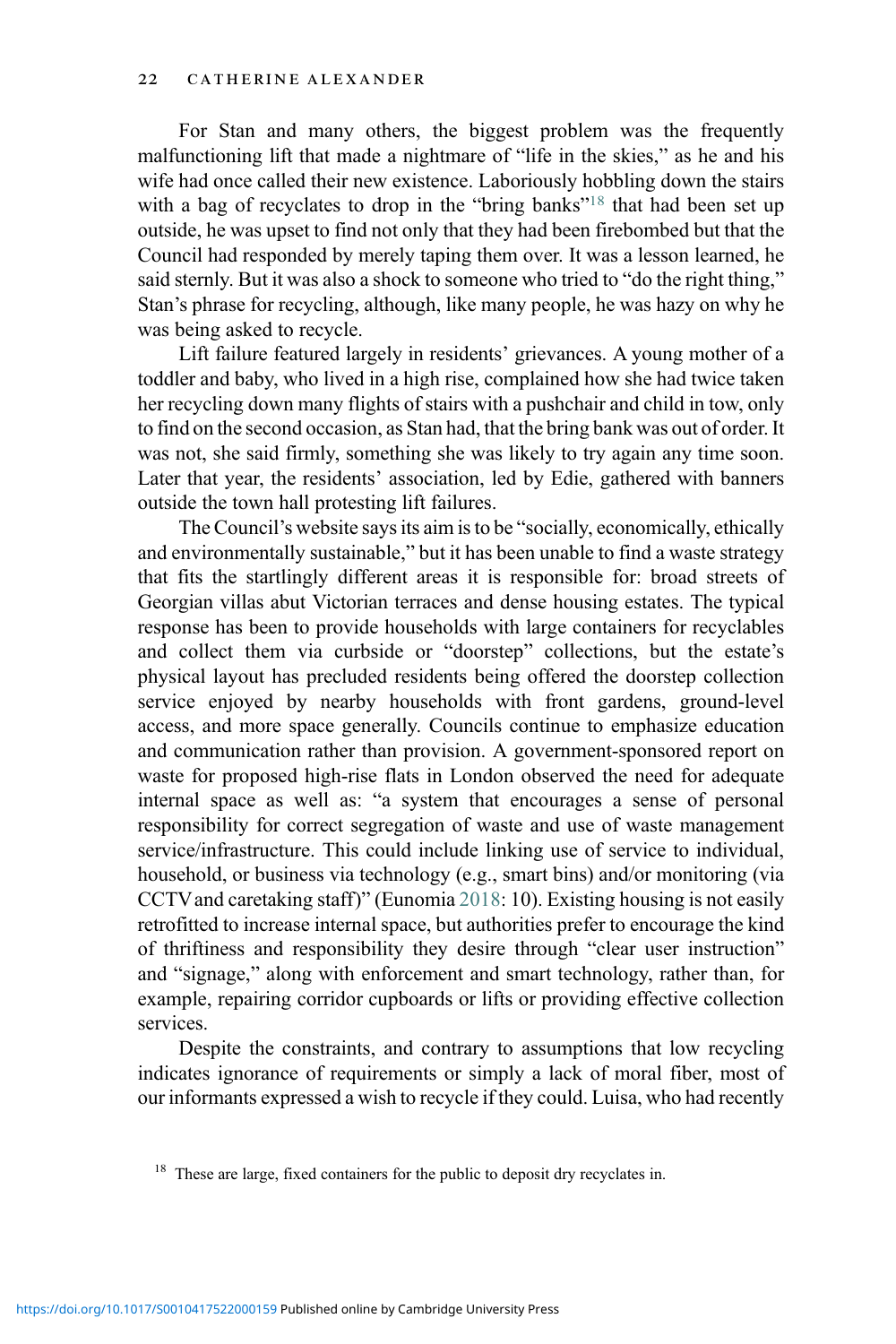For Stan and many others, the biggest problem was the frequently malfunctioning lift that made a nightmare of "life in the skies," as he and his wife had once called their new existence. Laboriously hobbling down the stairs with a bag of recyclates to drop in the "bring banks"[18] that had been set up outside, he was upset to find not only that they had been firebombed but that the Council had responded by merely taping them over. It was a lesson learned, he said sternly. But it was also a shock to someone who tried to "do the right thing," Stan's phrase for recycling, although, like many people, he was hazy on why he was being asked to recycle.

Lift failure featured largely in residents' grievances. A young mother of a toddler and baby, who lived in a high rise, complained how she had twice taken her recycling down many flights of stairs with a pushchair and child in tow, only to find on the second occasion, as Stan had, that the bring bank was out of order. It was not, she said firmly, something she was likely to try again any time soon. Later that year, the residents' association, led by Edie, gathered with banners outside the town hall protesting lift failures.

The Council's website says its aim is to be "socially, economically, ethically and environmentally sustainable," but it has been unable to find a waste strategy that fits the startlingly different areas it is responsible for: broad streets of Georgian villas abut Victorian terraces and dense housing estates. The typical response has been to provide households with large containers for recyclables and collect them via curbside or "doorstep" collections, but the estate's physical layout has precluded residents being offered the doorstep collection service enjoyed by nearby households with front gardens, ground-level access, and more space generally. Councils continue to emphasize education and communication rather than provision. A government-sponsored report on waste for proposed high-rise flats in London observed the need for adequate internal space as well as: "a system that encourages a sense of personal responsibility for correct segregation of waste and use of waste management service/infrastructure. This could include linking use of service to individual, household, or business via technology (e.g., smart bins) and/or monitoring (via CCTV and caretaking staff)" (Eunomia 2018: 10). Existing housing is not easily retrofitted to increase internal space, but authorities prefer to encourage the kind of thriftiness and responsibility they desire through "clear user instruction" and "signage," along with enforcement and smart technology, rather than, for example, repairing corridor cupboards or lifts or providing effective collection services.

Despite the constraints, and contrary to assumptions that low recycling indicates ignorance of requirements or simply a lack of moral fiber, most of our informants expressed a wish to recycle if they could. Luisa, who had recently

[18] These are large, fixed containers for the public to deposit dry recyclates in.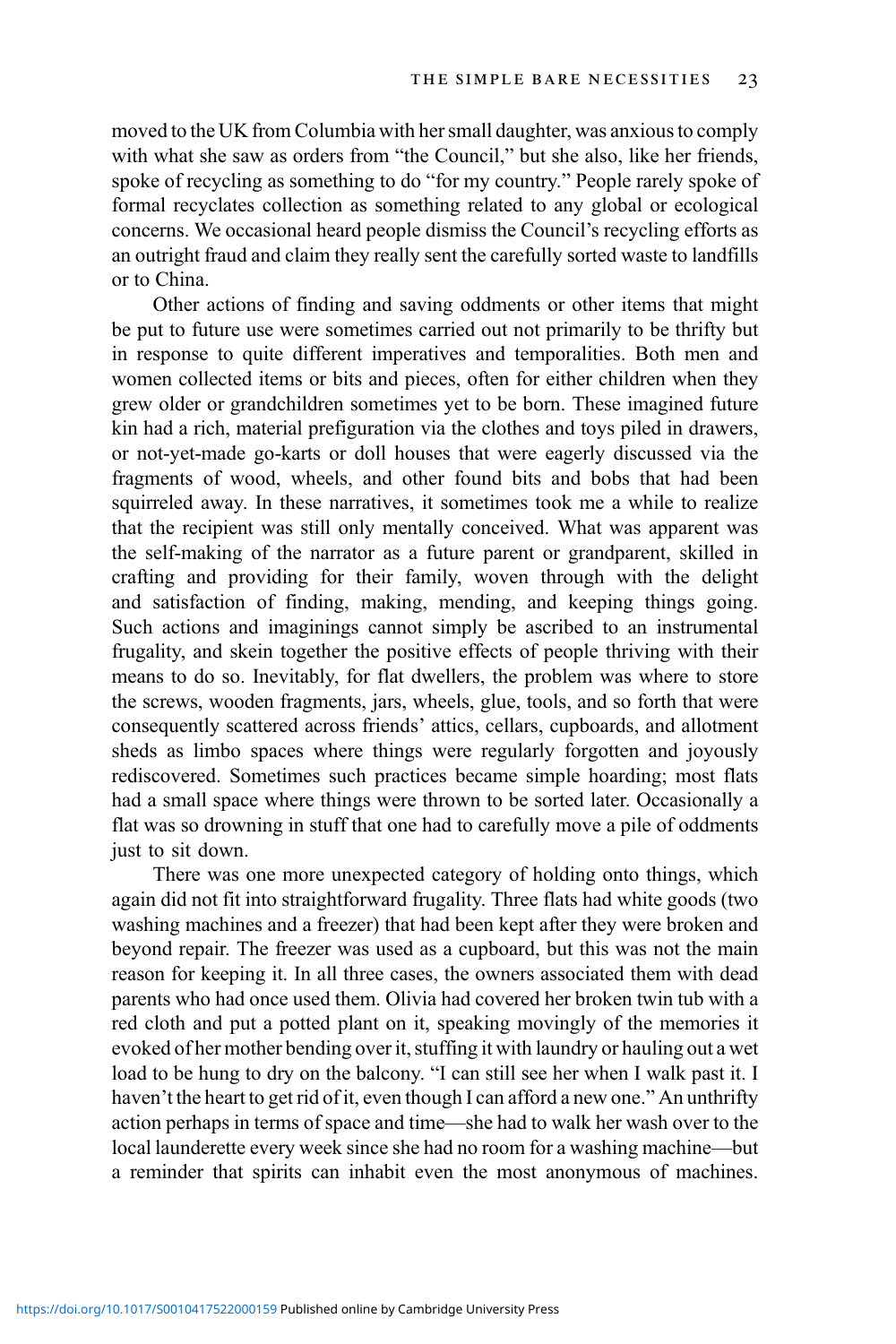moved to the UK from Columbia with her small daughter, was anxious to comply with what she saw as orders from "the Council," but she also, like her friends, spoke of recycling as something to do "for my country." People rarely spoke of formal recyclates collection as something related to any global or ecological concerns. We occasional heard people dismiss the Council's recycling efforts as an outright fraud and claim they really sent the carefully sorted waste to landfills or to China.

Other actions of finding and saving oddments or other items that might be put to future use were sometimes carried out not primarily to be thrifty but in response to quite different imperatives and temporalities. Both men and women collected items or bits and pieces, often for either children when they grew older or grandchildren sometimes yet to be born. These imagined future kin had a rich, material prefiguration via the clothes and toys piled in drawers, or not-yet-made go-karts or doll houses that were eagerly discussed via the fragments of wood, wheels, and other found bits and bobs that had been squirreled away. In these narratives, it sometimes took me a while to realize that the recipient was still only mentally conceived. What was apparent was the self-making of the narrator as a future parent or grandparent, skilled in crafting and providing for their family, woven through with the delight and satisfaction of finding, making, mending, and keeping things going. Such actions and imaginings cannot simply be ascribed to an instrumental frugality, and skein together the positive effects of people thriving with their means to do so. Inevitably, for flat dwellers, the problem was where to store the screws, wooden fragments, jars, wheels, glue, tools, and so forth that were consequently scattered across friends' attics, cellars, cupboards, and allotment sheds as limbo spaces where things were regularly forgotten and joyously rediscovered. Sometimes such practices became simple hoarding; most flats had a small space where things were thrown to be sorted later. Occasionally a flat was so drowning in stuff that one had to carefully move a pile of oddments just to sit down.

There was one more unexpected category of holding onto things, which again did not fit into straightforward frugality. Three flats had white goods (two washing machines and a freezer) that had been kept after they were broken and beyond repair. The freezer was used as a cupboard, but this was not the main reason for keeping it. In all three cases, the owners associated them with dead parents who had once used them. Olivia had covered her broken twin tub with a red cloth and put a potted plant on it, speaking movingly of the memories it evoked of her mother bending over it, stuffing it with laundry or hauling out a wet load to be hung to dry on the balcony. "I can still see her when I walk past it. I haven't the heart to get rid of it, even though I can afford a new one." An unthrifty action perhaps in terms of space and time—she had to walk her wash over to the local launderette every week since she had no room for a washing machine—but a reminder that spirits can inhabit even the most anonymous of machines.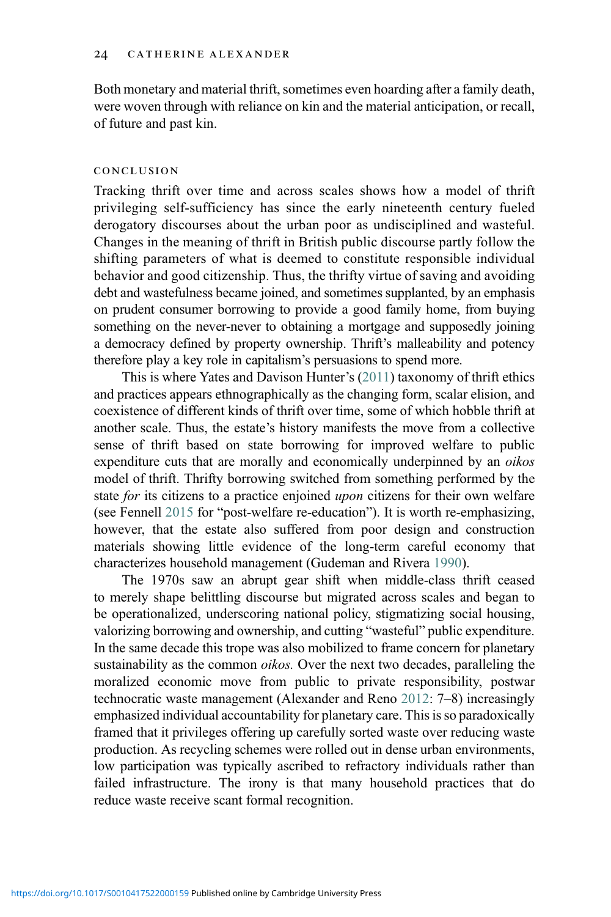Both monetary and material thrift, sometimes even hoarding after a family death, were woven through with reliance on kin and the material anticipation, or recall, of future and past kin.

## CONCLUSION

Tracking thrift over time and across scales shows how a model of thrift privileging self-sufficiency has since the early nineteenth century fueled derogatory discourses about the urban poor as undisciplined and wasteful. Changes in the meaning of thrift in British public discourse partly follow the shifting parameters of what is deemed to constitute responsible individual behavior and good citizenship. Thus, the thrifty virtue of saving and avoiding debt and wastefulness became joined, and sometimes supplanted, by an emphasis on prudent consumer borrowing to provide a good family home, from buying something on the never-never to obtaining a mortgage and supposedly joining a democracy defined by property ownership. Thrift's malleability and potency therefore play a key role in capitalism's persuasions to spend more.

This is where Yates and Davison Hunter's (2011) taxonomy of thrift ethics and practices appears ethnographically as the changing form, scalar elision, and coexistence of different kinds of thrift over time, some of which hobble thrift at another scale. Thus, the estate's history manifests the move from a collective sense of thrift based on state borrowing for improved welfare to public expenditure cuts that are morally and economically underpinned by an *oikos* model of thrift. Thrifty borrowing switched from something performed by the state *for* its citizens to a practice enjoined *upon* citizens for their own welfare (see Fennell 2015 for "post-welfare re-education"). It is worth re-emphasizing, however, that the estate also suffered from poor design and construction materials showing little evidence of the long-term careful economy that characterizes household management (Gudeman and Rivera 1990).

The 1970s saw an abrupt gear shift when middle-class thrift ceased to merely shape belittling discourse but migrated across scales and began to be operationalized, underscoring national policy, stigmatizing social housing, valorizing borrowing and ownership, and cutting "wasteful" public expenditure. In the same decade this trope was also mobilized to frame concern for planetary sustainability as the common *oikos.* Over the next two decades, paralleling the moralized economic move from public to private responsibility, postwar technocratic waste management (Alexander and Reno 2012: 7–8) increasingly emphasized individual accountability for planetary care. This is so paradoxically framed that it privileges offering up carefully sorted waste over reducing waste production. As recycling schemes were rolled out in dense urban environments, low participation was typically ascribed to refractory individuals rather than failed infrastructure. The irony is that many household practices that do reduce waste receive scant formal recognition.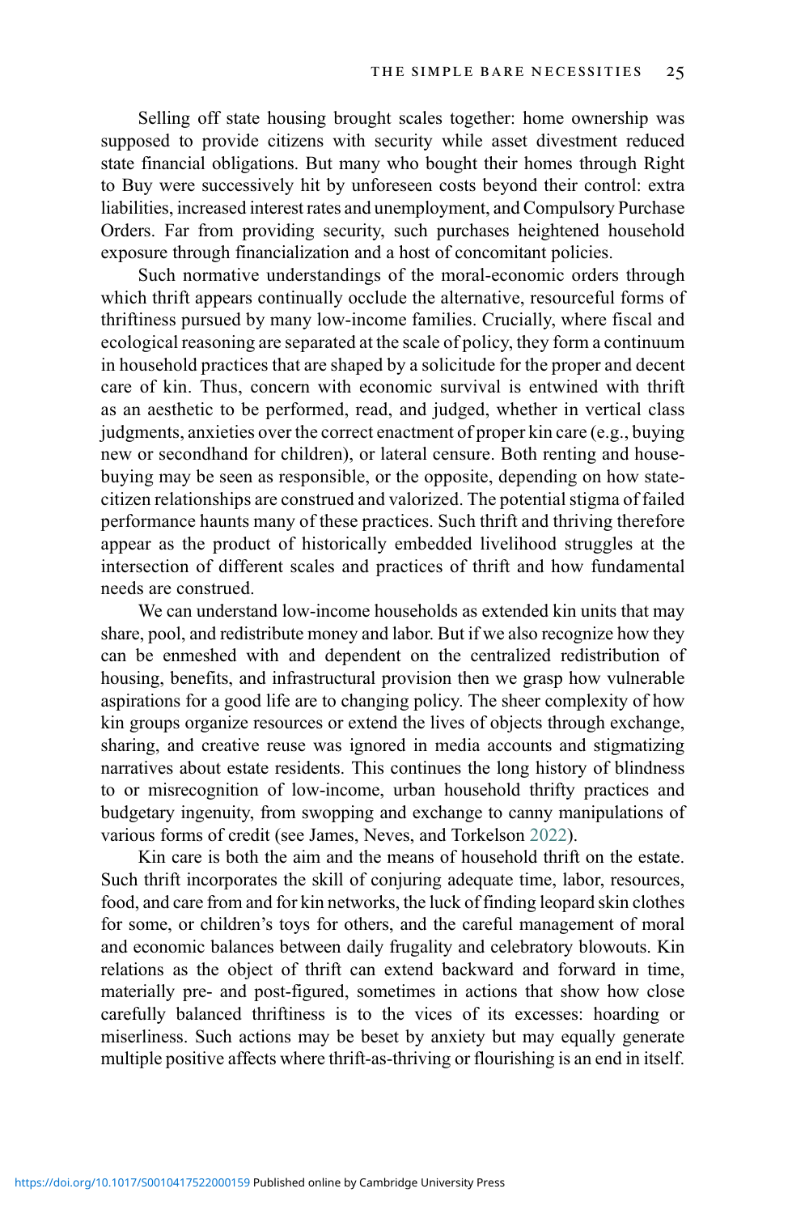Selling off state housing brought scales together: home ownership was supposed to provide citizens with security while asset divestment reduced state financial obligations. But many who bought their homes through Right to Buy were successively hit by unforeseen costs beyond their control: extra liabilities, increased interest rates and unemployment, and Compulsory Purchase Orders. Far from providing security, such purchases heightened household exposure through financialization and a host of concomitant policies.

Such normative understandings of the moral-economic orders through which thrift appears continually occlude the alternative, resourceful forms of thriftiness pursued by many low-income families. Crucially, where fiscal and ecological reasoning are separated at the scale of policy, they form a continuum in household practices that are shaped by a solicitude for the proper and decent care of kin. Thus, concern with economic survival is entwined with thrift as an aesthetic to be performed, read, and judged, whether in vertical class judgments, anxieties over the correct enactment of proper kin care (e.g., buying new or secondhand for children), or lateral censure. Both renting and house-buying may be seen as responsible, or the opposite, depending on how state-citizen relationships are construed and valorized. The potential stigma of failed performance haunts many of these practices. Such thrift and thriving therefore appear as the product of historically embedded livelihood struggles at the intersection of different scales and practices of thrift and how fundamental needs are construed.

We can understand low-income households as extended kin units that may share, pool, and redistribute money and labor. But if we also recognize how they can be enmeshed with and dependent on the centralized redistribution of housing, benefits, and infrastructural provision then we grasp how vulnerable aspirations for a good life are to changing policy. The sheer complexity of how kin groups organize resources or extend the lives of objects through exchange, sharing, and creative reuse was ignored in media accounts and stigmatizing narratives about estate residents. This continues the long history of blindness to or misrecognition of low-income, urban household thrifty practices and budgetary ingenuity, from swopping and exchange to canny manipulations of various forms of credit (see James, Neves, and Torkelson 2022).

Kin care is both the aim and the means of household thrift on the estate. Such thrift incorporates the skill of conjuring adequate time, labor, resources, food, and care from and for kin networks, the luck of finding leopard skin clothes for some, or children's toys for others, and the careful management of moral and economic balances between daily frugality and celebratory blowouts. Kin relations as the object of thrift can extend backward and forward in time, materially pre- and post-figured, sometimes in actions that show how close carefully balanced thriftiness is to the vices of its excesses: hoarding or miserliness. Such actions may be beset by anxiety but may equally generate multiple positive affects where thrift-as-thriving or flourishing is an end in itself.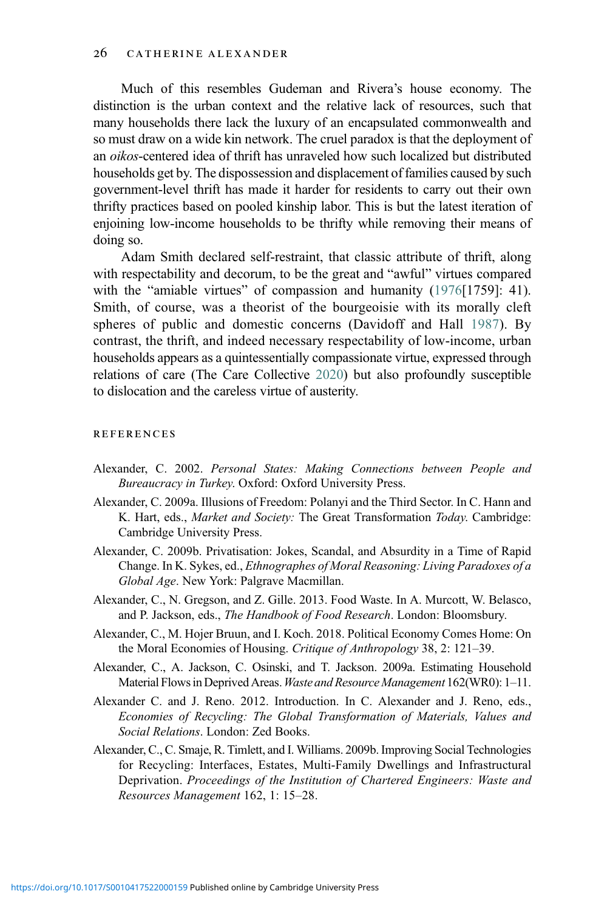Much of this resembles Gudeman and Rivera's house economy. The distinction is the urban context and the relative lack of resources, such that many households there lack the luxury of an encapsulated commonwealth and so must draw on a wide kin network. The cruel paradox is that the deployment of an *oikos*-centered idea of thrift has unraveled how such localized but distributed households get by. The dispossession and displacement of families caused by such government-level thrift has made it harder for residents to carry out their own thrifty practices based on pooled kinship labor. This is but the latest iteration of enjoining low-income households to be thrifty while removing their means of doing so.

Adam Smith declared self-restraint, that classic attribute of thrift, along with respectability and decorum, to be the great and "awful" virtues compared with the "amiable virtues" of compassion and humanity (1976[1759]: 41). Smith, of course, was a theorist of the bourgeoisie with its morally cleft spheres of public and domestic concerns (Davidoff and Hall 1987). By contrast, the thrift, and indeed necessary respectability of low-income, urban households appears as a quintessentially compassionate virtue, expressed through relations of care (The Care Collective 2020) but also profoundly susceptible to dislocation and the careless virtue of austerity.

## REFERENCES

Alexander, C. 2002. *Personal States: Making Connections between People and Bureaucracy in Turkey*. Oxford: Oxford University Press.

Alexander, C. 2009a. Illusions of Freedom: Polanyi and the Third Sector. In C. Hann and K. Hart, eds., *Market and Society:* The Great Transformation *Today*. Cambridge: Cambridge University Press.

Alexander, C. 2009b. Privatisation: Jokes, Scandal, and Absurdity in a Time of Rapid Change. In K. Sykes, ed., *Ethnographes of Moral Reasoning: Living Paradoxes of a Global Age*. New York: Palgrave Macmillan.

Alexander, C., N. Gregson, and Z. Gille. 2013. Food Waste. In A. Murcott, W. Belasco, and P. Jackson, eds., *The Handbook of Food Research*. London: Bloomsbury.

Alexander, C., M. Hojer Bruun, and I. Koch. 2018. Political Economy Comes Home: On the Moral Economies of Housing. *Critique of Anthropology* 38, 2: 121–39.

Alexander, C., A. Jackson, C. Osinski, and T. Jackson. 2009a. Estimating Household Material Flows in Deprived Areas. *Waste and Resource Management* 162(WR0): 1–11.

Alexander C. and J. Reno. 2012. Introduction. In C. Alexander and J. Reno, eds., *Economies of Recycling: The Global Transformation of Materials, Values and Social Relations*. London: Zed Books.

Alexander, C., C. Smaje, R. Timlett, and I. Williams. 2009b. Improving Social Technologies for Recycling: Interfaces, Estates, Multi-Family Dwellings and Infrastructural Deprivation. *Proceedings of the Institution of Chartered Engineers: Waste and Resources Management* 162, 1: 15–28.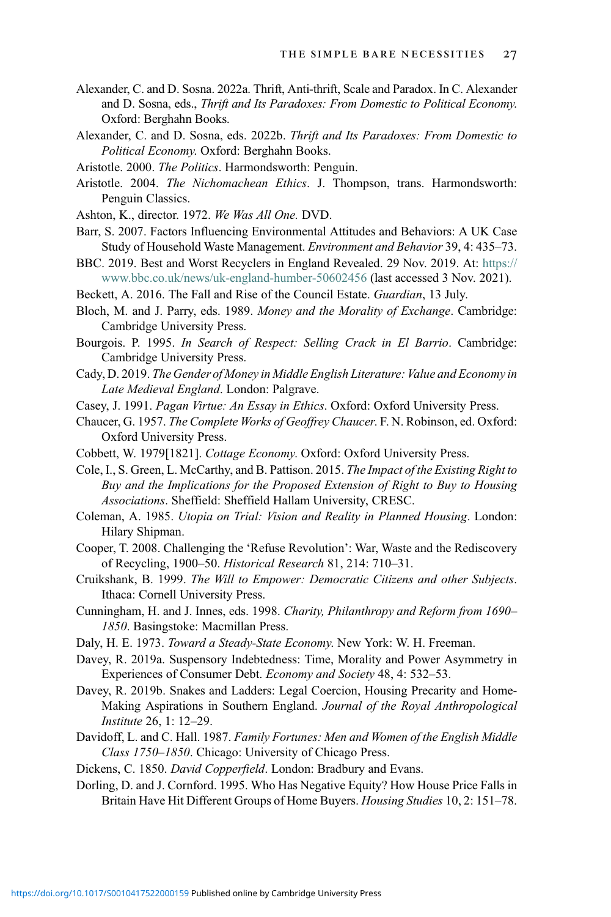Alexander, C. and D. Sosna. 2022a. Thrift, Anti-thrift, Scale and Paradox. In C. Alexander and D. Sosna, eds., *Thrift and Its Paradoxes: From Domestic to Political Economy*. Oxford: Berghahn Books.

Alexander, C. and D. Sosna, eds. 2022b. *Thrift and Its Paradoxes: From Domestic to Political Economy*. Oxford: Berghahn Books.

Aristotle. 2000. *The Politics*. Harmondsworth: Penguin.

Aristotle. 2004. *The Nichomachean Ethics*. J. Thompson, trans. Harmondsworth: Penguin Classics.

Ashton, K., director. 1972. *We Was All One.* DVD.

Barr, S. 2007. Factors Influencing Environmental Attitudes and Behaviors: A UK Case Study of Household Waste Management. *Environment and Behavior* 39, 4: 435–73.

BBC. 2019. Best and Worst Recyclers in England Revealed. 29 Nov. 2019. At: https://www.bbc.co.uk/news/uk-england-humber-50602456 (last accessed 3 Nov. 2021).

Beckett, A. 2016. The Fall and Rise of the Council Estate. *Guardian*, 13 July.

Bloch, M. and J. Parry, eds. 1989. *Money and the Morality of Exchange*. Cambridge: Cambridge University Press.

Bourgois. P. 1995. *In Search of Respect: Selling Crack in El Barrio*. Cambridge: Cambridge University Press.

Cady, D. 2019. *The Gender of Money in Middle English Literature: Value and Economy in Late Medieval England*. London: Palgrave.

Casey, J. 1991. *Pagan Virtue: An Essay in Ethics*. Oxford: Oxford University Press.

Chaucer, G. 1957. *The Complete Works of Geoffrey Chaucer*. F. N. Robinson, ed. Oxford: Oxford University Press.

Cobbett, W. 1979[1821]. *Cottage Economy*. Oxford: Oxford University Press.

Cole, I., S. Green, L. McCarthy, and B. Pattison. 2015. *The Impact of the Existing Right to Buy and the Implications for the Proposed Extension of Right to Buy to Housing Associations*. Sheffield: Sheffield Hallam University, CRESC.

Coleman, A. 1985. *Utopia on Trial: Vision and Reality in Planned Housing*. London: Hilary Shipman.

Cooper, T. 2008. Challenging the 'Refuse Revolution': War, Waste and the Rediscovery of Recycling, 1900–50. *Historical Research* 81, 214: 710–31.

Cruikshank, B. 1999. *The Will to Empower: Democratic Citizens and other Subjects*. Ithaca: Cornell University Press.

Cunningham, H. and J. Innes, eds. 1998. *Charity, Philanthropy and Reform from 1690–1850*. Basingstoke: Macmillan Press.

Daly, H. E. 1973. *Toward a Steady-State Economy*. New York: W. H. Freeman.

Davey, R. 2019a. Suspensory Indebtedness: Time, Morality and Power Asymmetry in Experiences of Consumer Debt. *Economy and Society* 48, 4: 532–53.

Davey, R. 2019b. Snakes and Ladders: Legal Coercion, Housing Precarity and Home-Making Aspirations in Southern England. *Journal of the Royal Anthropological Institute* 26, 1: 12–29.

Davidoff, L. and C. Hall. 1987. *Family Fortunes: Men and Women of the English Middle Class 1750–1850*. Chicago: University of Chicago Press.

Dickens, C. 1850. *David Copperfield*. London: Bradbury and Evans.

Dorling, D. and J. Cornford. 1995. Who Has Negative Equity? How House Price Falls in Britain Have Hit Different Groups of Home Buyers. *Housing Studies* 10, 2: 151–78.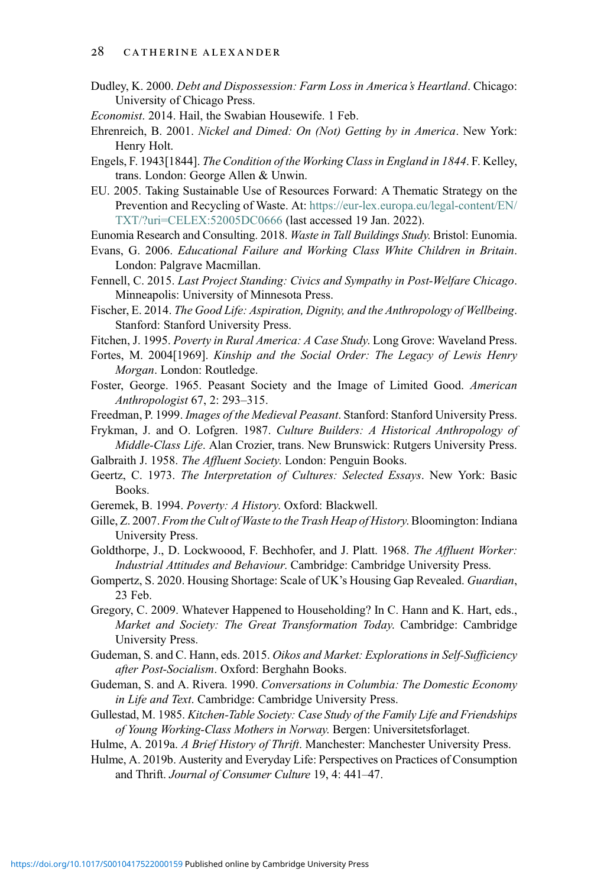Dudley, K. 2000. *Debt and Dispossession: Farm Loss in America's Heartland*. Chicago: University of Chicago Press.

*Economist*. 2014. Hail, the Swabian Housewife. 1 Feb.

Ehrenreich, B. 2001. *Nickel and Dimed: On (Not) Getting by in America*. New York: Henry Holt.

Engels, F. 1943[1844]. *The Condition of the Working Class in England in 1844*. F. Kelley, trans. London: George Allen & Unwin.

EU. 2005. Taking Sustainable Use of Resources Forward: A Thematic Strategy on the Prevention and Recycling of Waste. At: https://eur-lex.europa.eu/legal-content/EN/TXT/?uri=CELEX:52005DC0666 (last accessed 19 Jan. 2022).

Eunomia Research and Consulting. 2018. *Waste in Tall Buildings Study*. Bristol: Eunomia.

Evans, G. 2006. *Educational Failure and Working Class White Children in Britain*. London: Palgrave Macmillan.

Fennell, C. 2015. *Last Project Standing: Civics and Sympathy in Post-Welfare Chicago*. Minneapolis: University of Minnesota Press.

Fischer, E. 2014. *The Good Life: Aspiration, Dignity, and the Anthropology of Wellbeing*. Stanford: Stanford University Press.

Fitchen, J. 1995. *Poverty in Rural America: A Case Study*. Long Grove: Waveland Press.

Fortes, M. 2004[1969]. *Kinship and the Social Order: The Legacy of Lewis Henry Morgan*. London: Routledge.

Foster, George. 1965. Peasant Society and the Image of Limited Good. *American Anthropologist* 67, 2: 293–315.

Freedman, P. 1999. *Images of the Medieval Peasant*. Stanford: Stanford University Press.

Frykman, J. and O. Lofgren. 1987. *Culture Builders: A Historical Anthropology of Middle-Class Life*. Alan Crozier, trans. New Brunswick: Rutgers University Press.

Galbraith J. 1958. *The Affluent Society*. London: Penguin Books.

Geertz, C. 1973. *The Interpretation of Cultures: Selected Essays*. New York: Basic Books.

Geremek, B. 1994. *Poverty: A History*. Oxford: Blackwell.

Gille, Z. 2007. *From the Cult of Waste to the Trash Heap of History*. Bloomington: Indiana University Press.

Goldthorpe, J., D. Lockwoood, F. Bechhofer, and J. Platt. 1968. *The Affluent Worker: Industrial Attitudes and Behaviour*. Cambridge: Cambridge University Press.

Gompertz, S. 2020. Housing Shortage: Scale of UK's Housing Gap Revealed. *Guardian*, 23 Feb.

Gregory, C. 2009. Whatever Happened to Householding? In C. Hann and K. Hart, eds., *Market and Society: The Great Transformation Today*. Cambridge: Cambridge University Press.

Gudeman, S. and C. Hann, eds. 2015. *Oikos and Market: Explorations in Self-Sufficiency after Post-Socialism*. Oxford: Berghahn Books.

Gudeman, S. and A. Rivera. 1990. *Conversations in Columbia: The Domestic Economy in Life and Text*. Cambridge: Cambridge University Press.

Gullestad, M. 1985. *Kitchen-Table Society: Case Study of the Family Life and Friendships of Young Working-Class Mothers in Norway*. Bergen: Universitetsforlaget.

Hulme, A. 2019a. *A Brief History of Thrift*. Manchester: Manchester University Press.

Hulme, A. 2019b. Austerity and Everyday Life: Perspectives on Practices of Consumption and Thrift. *Journal of Consumer Culture* 19, 4: 441–47.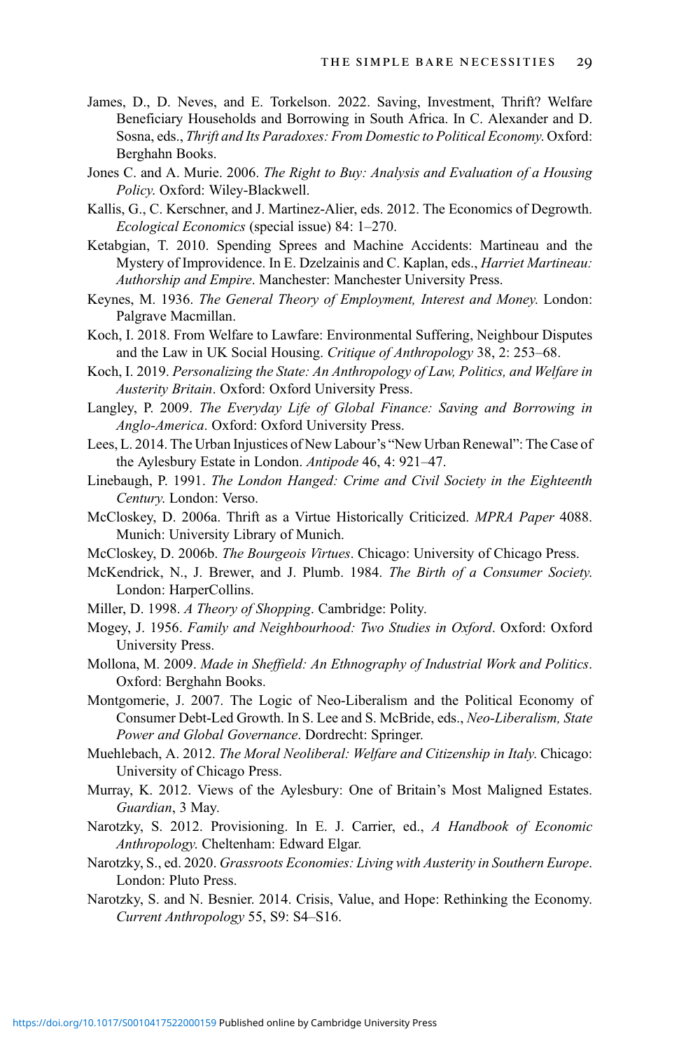James, D., D. Neves, and E. Torkelson. 2022. Saving, Investment, Thrift? Welfare Beneficiary Households and Borrowing in South Africa. In C. Alexander and D. Sosna, eds., *Thrift and Its Paradoxes: From Domestic to Political Economy*. Oxford: Berghahn Books.

Jones C. and A. Murie. 2006. *The Right to Buy: Analysis and Evaluation of a Housing Policy*. Oxford: Wiley-Blackwell.

Kallis, G., C. Kerschner, and J. Martinez-Alier, eds. 2012. The Economics of Degrowth. *Ecological Economics* (special issue) 84: 1–270.

Ketabgian, T. 2010. Spending Sprees and Machine Accidents: Martineau and the Mystery of Improvidence. In E. Dzelzainis and C. Kaplan, eds., *Harriet Martineau: Authorship and Empire*. Manchester: Manchester University Press.

Keynes, M. 1936. *The General Theory of Employment, Interest and Money*. London: Palgrave Macmillan.

Koch, I. 2018. From Welfare to Lawfare: Environmental Suffering, Neighbour Disputes and the Law in UK Social Housing. *Critique of Anthropology* 38, 2: 253–68.

Koch, I. 2019. *Personalizing the State: An Anthropology of Law, Politics, and Welfare in Austerity Britain*. Oxford: Oxford University Press.

Langley, P. 2009. *The Everyday Life of Global Finance: Saving and Borrowing in Anglo-America*. Oxford: Oxford University Press.

Lees, L. 2014. The Urban Injustices of New Labour's "New Urban Renewal": The Case of the Aylesbury Estate in London. *Antipode* 46, 4: 921–47.

Linebaugh, P. 1991. *The London Hanged: Crime and Civil Society in the Eighteenth Century*. London: Verso.

McCloskey, D. 2006a. Thrift as a Virtue Historically Criticized. *MPRA Paper* 4088. Munich: University Library of Munich.

McCloskey, D. 2006b. *The Bourgeois Virtues*. Chicago: University of Chicago Press.

McKendrick, N., J. Brewer, and J. Plumb. 1984. *The Birth of a Consumer Society*. London: HarperCollins.

Miller, D. 1998. *A Theory of Shopping*. Cambridge: Polity.

Mogey, J. 1956. *Family and Neighbourhood: Two Studies in Oxford*. Oxford: Oxford University Press.

Mollona, M. 2009. *Made in Sheffield: An Ethnography of Industrial Work and Politics*. Oxford: Berghahn Books.

Montgomerie, J. 2007. The Logic of Neo-Liberalism and the Political Economy of Consumer Debt-Led Growth. In S. Lee and S. McBride, eds., *Neo-Liberalism, State Power and Global Governance*. Dordrecht: Springer.

Muehlebach, A. 2012. *The Moral Neoliberal: Welfare and Citizenship in Italy*. Chicago: University of Chicago Press.

Murray, K. 2012. Views of the Aylesbury: One of Britain's Most Maligned Estates. *Guardian*, 3 May.

Narotzky, S. 2012. Provisioning. In E. J. Carrier, ed., *A Handbook of Economic Anthropology*. Cheltenham: Edward Elgar.

Narotzky, S., ed. 2020. *Grassroots Economies: Living with Austerity in Southern Europe*. London: Pluto Press.

Narotzky, S. and N. Besnier. 2014. Crisis, Value, and Hope: Rethinking the Economy. *Current Anthropology* 55, S9: S4–S16.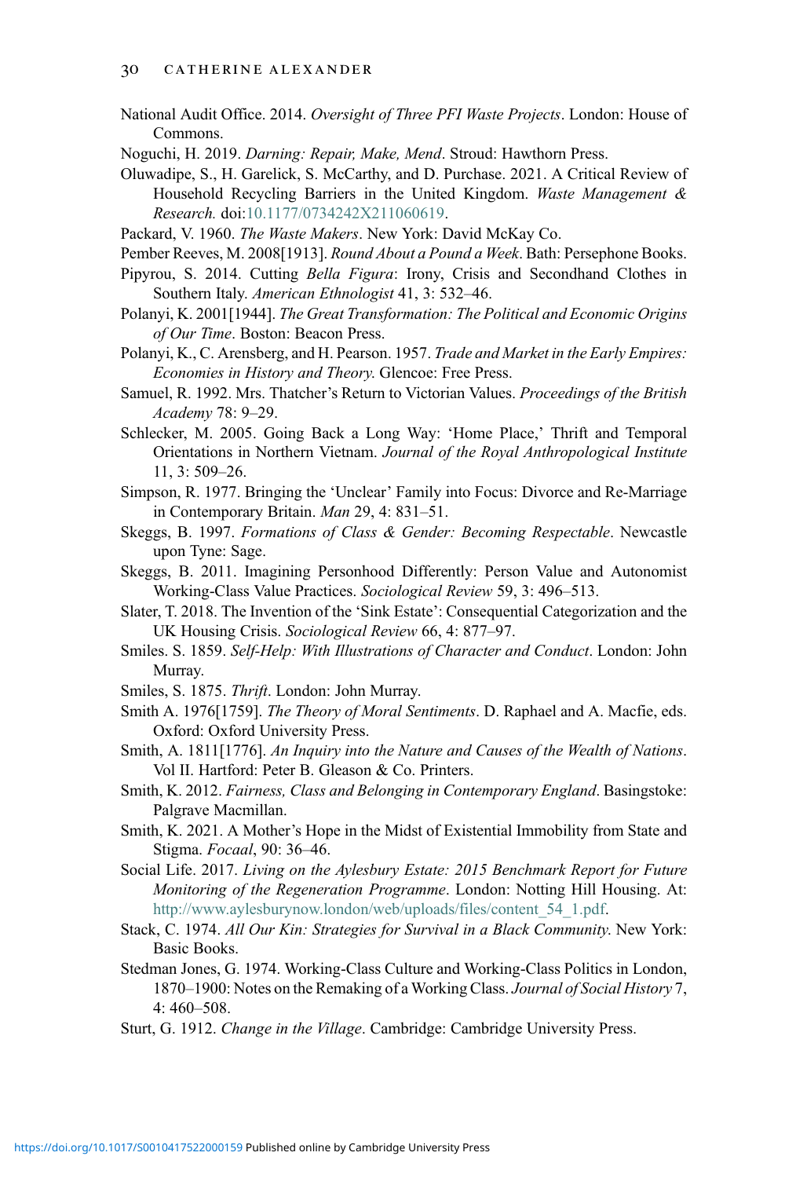National Audit Office. 2014. *Oversight of Three PFI Waste Projects*. London: House of Commons.

Noguchi, H. 2019. *Darning: Repair, Make, Mend*. Stroud: Hawthorn Press.

Oluwadipe, S., H. Garelick, S. McCarthy, and D. Purchase. 2021. A Critical Review of Household Recycling Barriers in the United Kingdom. *Waste Management & Research.* doi:10.1177/0734242X211060619.

Packard, V. 1960. *The Waste Makers*. New York: David McKay Co.

Pember Reeves, M. 2008[1913]. *Round About a Pound a Week*. Bath: Persephone Books.

Pipyrou, S. 2014. Cutting *Bella Figura*: Irony, Crisis and Secondhand Clothes in Southern Italy. *American Ethnologist* 41, 3: 532–46.

Polanyi, K. 2001[1944]. *The Great Transformation: The Political and Economic Origins of Our Time*. Boston: Beacon Press.

Polanyi, K., C. Arensberg, and H. Pearson. 1957. *Trade and Market in the Early Empires: Economies in History and Theory.* Glencoe: Free Press.

Samuel, R. 1992. Mrs. Thatcher's Return to Victorian Values. *Proceedings of the British Academy* 78: 9–29.

Schlecker, M. 2005. Going Back a Long Way: 'Home Place,' Thrift and Temporal Orientations in Northern Vietnam. *Journal of the Royal Anthropological Institute* 11, 3: 509–26.

Simpson, R. 1977. Bringing the 'Unclear' Family into Focus: Divorce and Re-Marriage in Contemporary Britain. *Man* 29, 4: 831–51.

Skeggs, B. 1997. *Formations of Class & Gender: Becoming Respectable*. Newcastle upon Tyne: Sage.

Skeggs, B. 2011. Imagining Personhood Differently: Person Value and Autonomist Working-Class Value Practices. *Sociological Review* 59, 3: 496–513.

Slater, T. 2018. The Invention of the 'Sink Estate': Consequential Categorization and the UK Housing Crisis. *Sociological Review* 66, 4: 877–97.

Smiles. S. 1859. *Self-Help: With Illustrations of Character and Conduct*. London: John Murray.

Smiles, S. 1875. *Thrift*. London: John Murray.

Smith A. 1976[1759]. *The Theory of Moral Sentiments*. D. Raphael and A. Macfie, eds. Oxford: Oxford University Press.

Smith, A. 1811[1776]. *An Inquiry into the Nature and Causes of the Wealth of Nations*. Vol II. Hartford: Peter B. Gleason & Co. Printers.

Smith, K. 2012. *Fairness, Class and Belonging in Contemporary England*. Basingstoke: Palgrave Macmillan.

Smith, K. 2021. A Mother's Hope in the Midst of Existential Immobility from State and Stigma. *Focaal*, 90: 36–46.

Social Life. 2017. *Living on the Aylesbury Estate: 2015 Benchmark Report for Future Monitoring of the Regeneration Programme*. London: Notting Hill Housing. At: http://www.aylesburynow.london/web/uploads/files/content_54_1.pdf.

Stack, C. 1974. *All Our Kin: Strategies for Survival in a Black Community.* New York: Basic Books.

Stedman Jones, G. 1974. Working-Class Culture and Working-Class Politics in London, 1870–1900: Notes on the Remaking of a Working Class. *Journal of Social History* 7, 4: 460–508.

Sturt, G. 1912. *Change in the Village*. Cambridge: Cambridge University Press.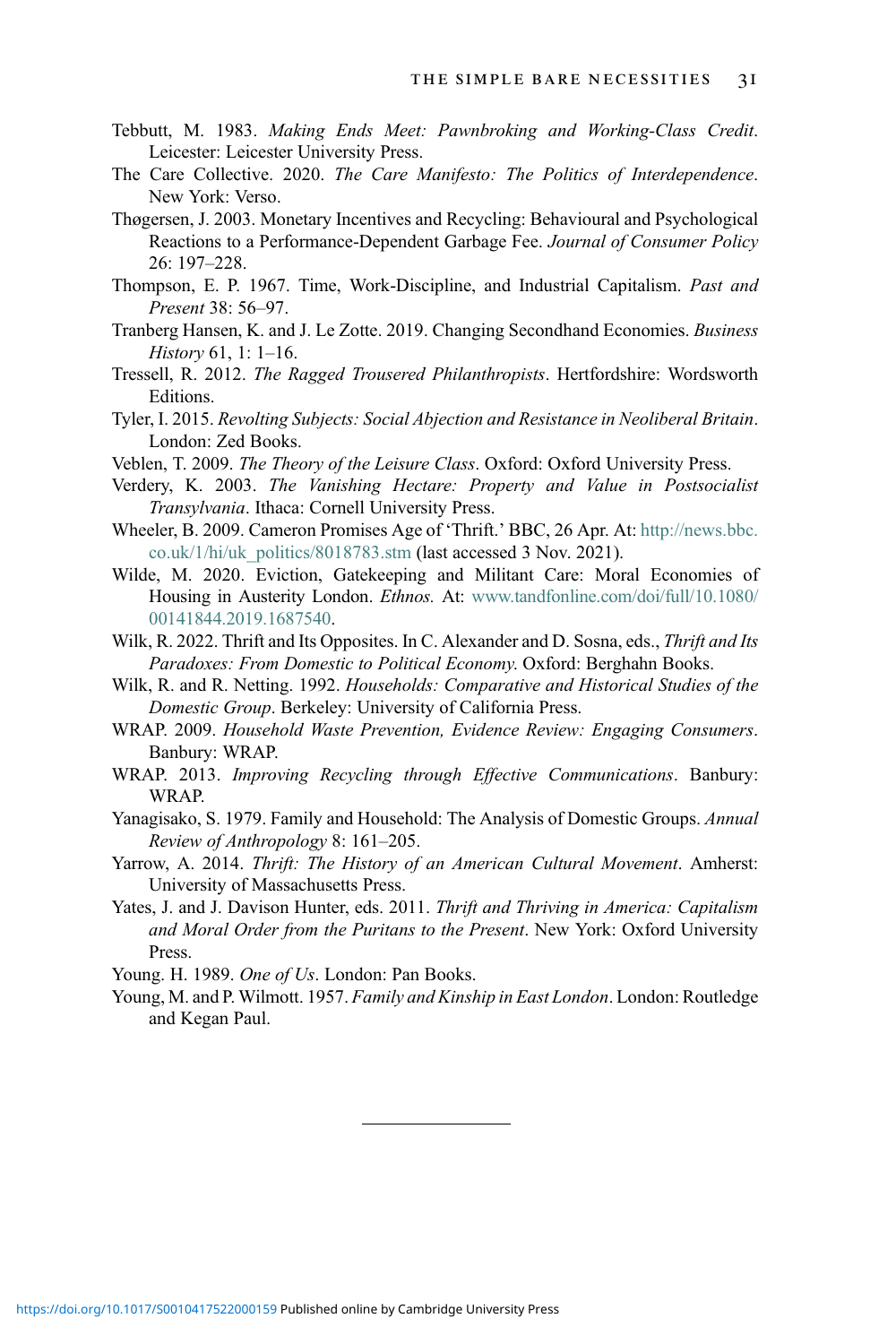Tebbutt, M. 1983. *Making Ends Meet: Pawnbroking and Working-Class Credit*. Leicester: Leicester University Press.

The Care Collective. 2020. *The Care Manifesto: The Politics of Interdependence*. New York: Verso.

Thøgersen, J. 2003. Monetary Incentives and Recycling: Behavioural and Psychological Reactions to a Performance-Dependent Garbage Fee. *Journal of Consumer Policy* 26: 197–228.

Thompson, E. P. 1967. Time, Work-Discipline, and Industrial Capitalism. *Past and Present* 38: 56–97.

Tranberg Hansen, K. and J. Le Zotte. 2019. Changing Secondhand Economies. *Business History* 61, 1: 1–16.

Tressell, R. 2012. *The Ragged Trousered Philanthropists*. Hertfordshire: Wordsworth Editions.

Tyler, I. 2015. *Revolting Subjects: Social Abjection and Resistance in Neoliberal Britain*. London: Zed Books.

Veblen, T. 2009. *The Theory of the Leisure Class*. Oxford: Oxford University Press.

Verdery, K. 2003. *The Vanishing Hectare: Property and Value in Postsocialist Transylvania*. Ithaca: Cornell University Press.

Wheeler, B. 2009. Cameron Promises Age of 'Thrift.' BBC, 26 Apr. At: http://news.bbc.co.uk/1/hi/uk_politics/8018783.stm (last accessed 3 Nov. 2021).

Wilde, M. 2020. Eviction, Gatekeeping and Militant Care: Moral Economies of Housing in Austerity London. *Ethnos.* At: www.tandfonline.com/doi/full/10.1080/00141844.2019.1687540.

Wilk, R. 2022. Thrift and Its Opposites. In C. Alexander and D. Sosna, eds., *Thrift and Its Paradoxes: From Domestic to Political Economy.* Oxford: Berghahn Books.

Wilk, R. and R. Netting. 1992. *Households: Comparative and Historical Studies of the Domestic Group*. Berkeley: University of California Press.

WRAP. 2009. *Household Waste Prevention, Evidence Review: Engaging Consumers*. Banbury: WRAP.

WRAP. 2013. *Improving Recycling through Effective Communications*. Banbury: WRAP.

Yanagisako, S. 1979. Family and Household: The Analysis of Domestic Groups. *Annual Review of Anthropology* 8: 161–205.

Yarrow, A. 2014. *Thrift: The History of an American Cultural Movement*. Amherst: University of Massachusetts Press.

Yates, J. and J. Davison Hunter, eds. 2011. *Thrift and Thriving in America: Capitalism and Moral Order from the Puritans to the Present*. New York: Oxford University Press.

Young. H. 1989. *One of Us*. London: Pan Books.

Young, M. and P. Wilmott. 1957. *Family and Kinship in East London*. London: Routledge and Kegan Paul.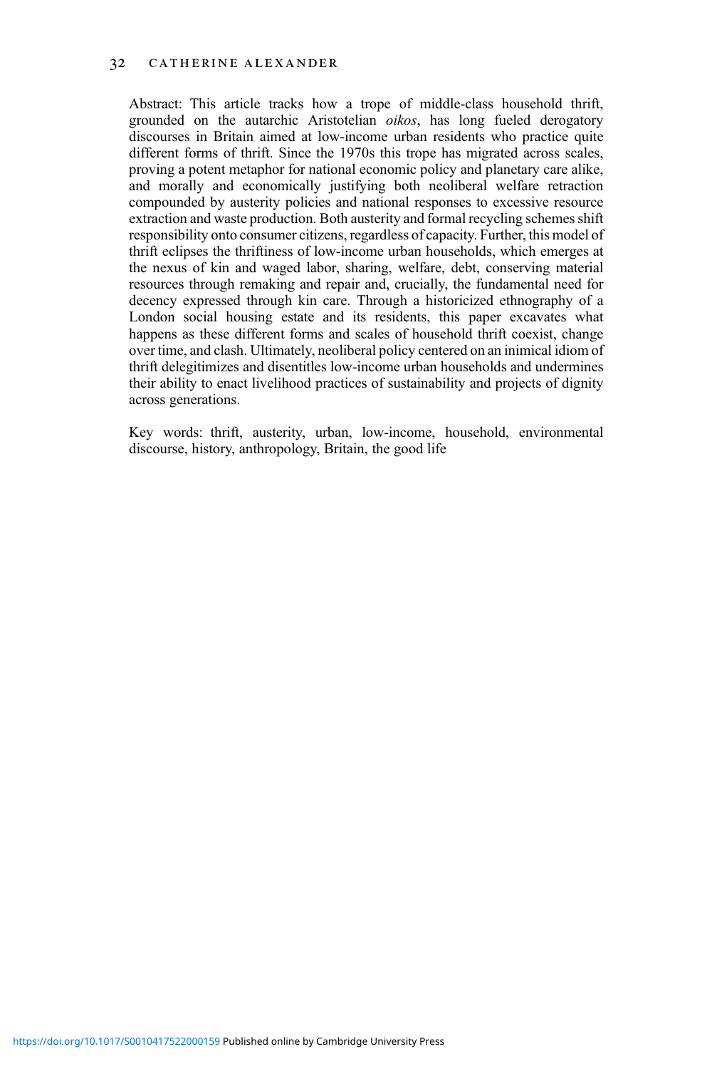Abstract: This article tracks how a trope of middle-class household thrift, grounded on the autarchic Aristotelian *oikos*, has long fueled derogatory discourses in Britain aimed at low-income urban residents who practice quite different forms of thrift. Since the 1970s this trope has migrated across scales, proving a potent metaphor for national economic policy and planetary care alike, and morally and economically justifying both neoliberal welfare retraction compounded by austerity policies and national responses to excessive resource extraction and waste production. Both austerity and formal recycling schemes shift responsibility onto consumer citizens, regardless of capacity. Further, this model of thrift eclipses the thriftiness of low-income urban households, which emerges at the nexus of kin and waged labor, sharing, welfare, debt, conserving material resources through remaking and repair and, crucially, the fundamental need for decency expressed through kin care. Through a historicized ethnography of a London social housing estate and its residents, this paper excavates what happens as these different forms and scales of household thrift coexist, change over time, and clash. Ultimately, neoliberal policy centered on an inimical idiom of thrift delegitimizes and disentitles low-income urban households and undermines their ability to enact livelihood practices of sustainability and projects of dignity across generations.

Key words: thrift, austerity, urban, low-income, household, environmental discourse, history, anthropology, Britain, the good life